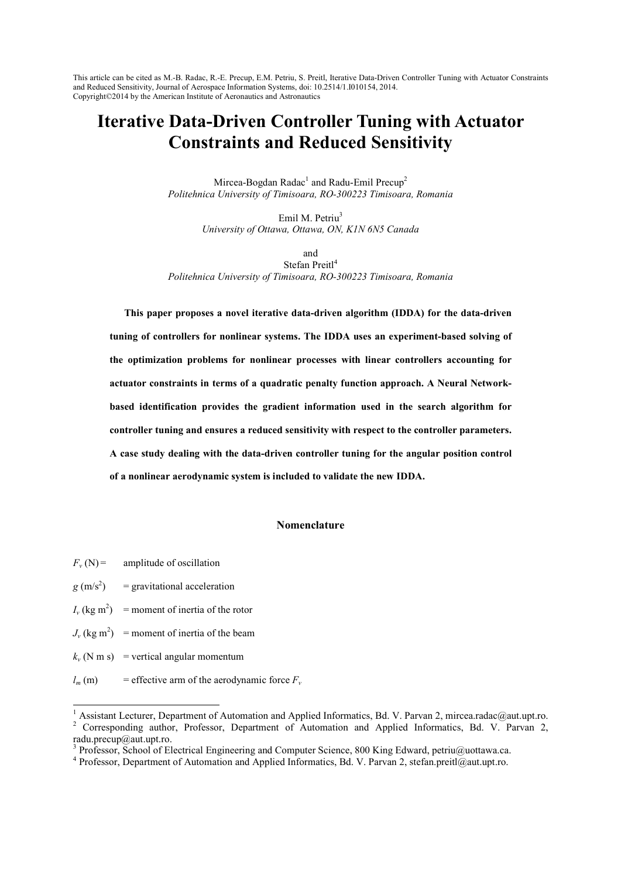This article can be cited as M.-B. Radac, R.-E. Precup, E.M. Petriu, S. Preitl, Iterative Data-Driven Controller Tuning with Actuator Constraints and Reduced Sensitivity, Journal of Aerospace Information Systems, doi: 10.2514/1.I010154, 2014.
Copyright©2014 by the American Institute of Aeronautics and Astronautics

# Iterative Data-Driven Controller Tuning with Actuator Constraints and Reduced Sensitivity

Mircea-Bogdan Radac[1] and Radu-Emil Precup[2]
*Politehnica University of Timisoara, RO-300223 Timisoara, Romania*

Emil M. Petriu[3]
*University of Ottawa, Ottawa, ON, K1N 6N5 Canada*

and
Stefan Preitl[4]
*Politehnica University of Timisoara, RO-300223 Timisoara, Romania*

**This paper proposes a novel iterative data-driven algorithm (IDDA) for the data-driven tuning of controllers for nonlinear systems. The IDDA uses an experiment-based solving of the optimization problems for nonlinear processes with linear controllers accounting for actuator constraints in terms of a quadratic penalty function approach. A Neural Network-based identification provides the gradient information used in the search algorithm for controller tuning and ensures a reduced sensitivity with respect to the controller parameters. A case study dealing with the data-driven controller tuning for the angular position control of a nonlinear aerodynamic system is included to validate the new IDDA.**

## Nomenclature

$F_v$ (N) = amplitude of oscillation

$g$ (m/s$^2$) = gravitational acceleration

$I_v$ (kg m$^2$) = moment of inertia of the rotor

$J_v$ (kg m$^2$) = moment of inertia of the beam

$k_v$ (N m s) = vertical angular momentum

$l_m$ (m) = effective arm of the aerodynamic force $F_v$

---

[1] Assistant Lecturer, Department of Automation and Applied Informatics, Bd. V. Parvan 2, mircea.radac@aut.upt.ro.
[2] Corresponding author, Professor, Department of Automation and Applied Informatics, Bd. V. Parvan 2, radu.precup@aut.upt.ro.
[3] Professor, School of Electrical Engineering and Computer Science, 800 King Edward, petriu@uottawa.ca.
[4] Professor, Department of Automation and Applied Informatics, Bd. V. Parvan 2, stefan.preitl@aut.upt.ro.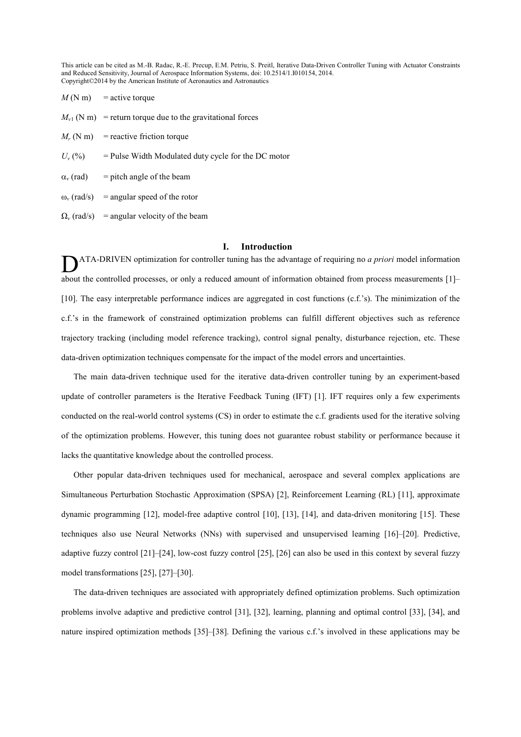$M$ (N m) = active torque

$M_{v1}$ (N m) = return torque due to the gravitational forces

$M_r$ (N m) = reactive friction torque

$U_v$ (%) = Pulse Width Modulated duty cycle for the DC motor

$\alpha_v$ (rad) = pitch angle of the beam

$\omega_v$ (rad/s) = angular speed of the rotor

$\Omega_v$ (rad/s) = angular velocity of the beam

## I. Introduction

DATA-DRIVEN optimization for controller tuning has the advantage of requiring no *a priori* model information about the controlled processes, or only a reduced amount of information obtained from process measurements [1]–[10]. The easy interpretable performance indices are aggregated in cost functions (c.f.'s). The minimization of the c.f.'s in the framework of constrained optimization problems can fulfill different objectives such as reference trajectory tracking (including model reference tracking), control signal penalty, disturbance rejection, etc. These data-driven optimization techniques compensate for the impact of the model errors and uncertainties.

The main data-driven technique used for the iterative data-driven controller tuning by an experiment-based update of controller parameters is the Iterative Feedback Tuning (IFT) [1]. IFT requires only a few experiments conducted on the real-world control systems (CS) in order to estimate the c.f. gradients used for the iterative solving of the optimization problems. However, this tuning does not guarantee robust stability or performance because it lacks the quantitative knowledge about the controlled process.

Other popular data-driven techniques used for mechanical, aerospace and several complex applications are Simultaneous Perturbation Stochastic Approximation (SPSA) [2], Reinforcement Learning (RL) [11], approximate dynamic programming [12], model-free adaptive control [10], [13], [14], and data-driven monitoring [15]. These techniques also use Neural Networks (NNs) with supervised and unsupervised learning [16]–[20]. Predictive, adaptive fuzzy control [21]–[24], low-cost fuzzy control [25], [26] can also be used in this context by several fuzzy model transformations [25], [27]–[30].

The data-driven techniques are associated with appropriately defined optimization problems. Such optimization problems involve adaptive and predictive control [31], [32], learning, planning and optimal control [33], [34], and nature inspired optimization methods [35]–[38]. Defining the various c.f.'s involved in these applications may be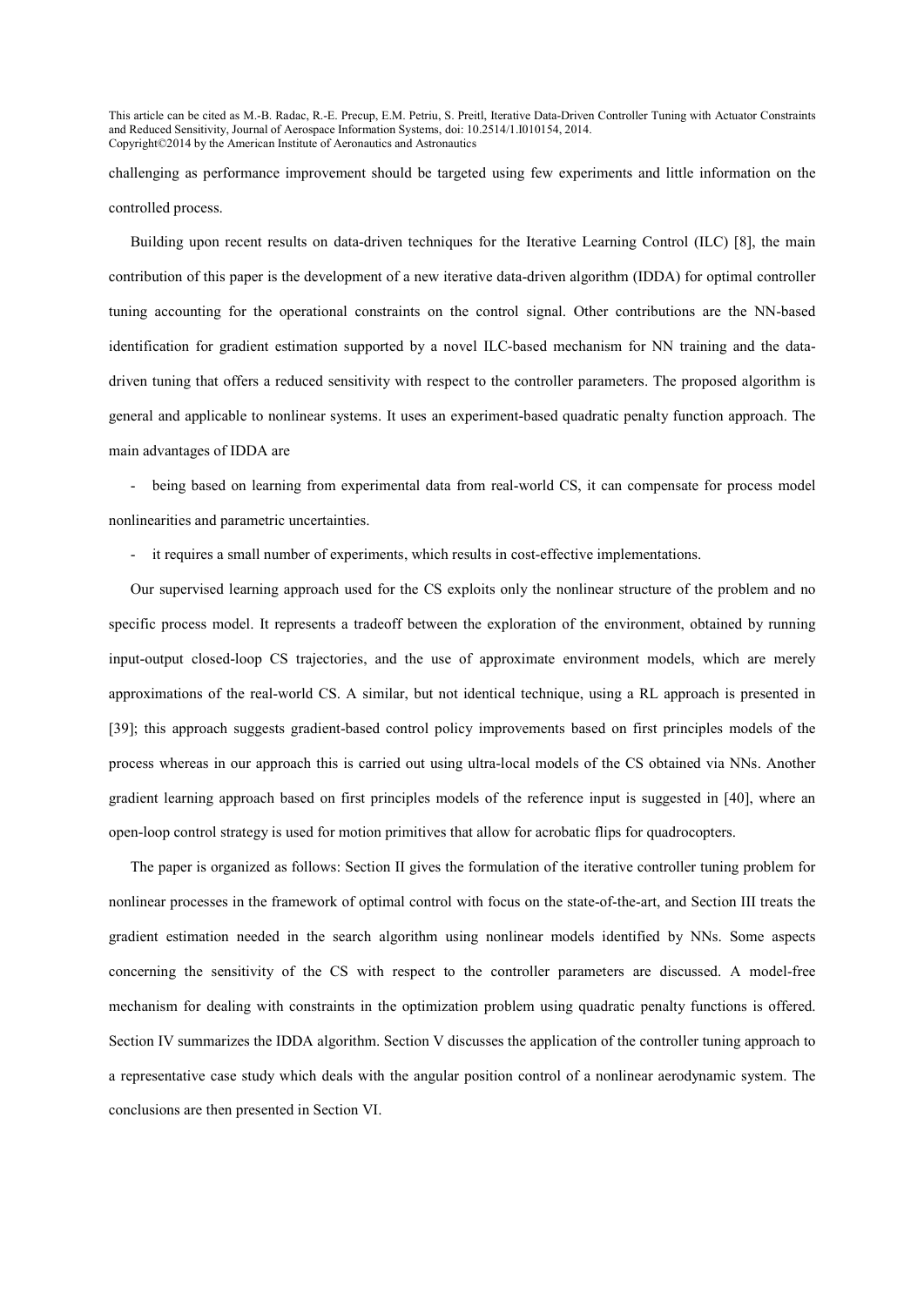challenging as performance improvement should be targeted using few experiments and little information on the controlled process.

Building upon recent results on data-driven techniques for the Iterative Learning Control (ILC) [8], the main contribution of this paper is the development of a new iterative data-driven algorithm (IDDA) for optimal controller tuning accounting for the operational constraints on the control signal. Other contributions are the NN-based identification for gradient estimation supported by a novel ILC-based mechanism for NN training and the data-driven tuning that offers a reduced sensitivity with respect to the controller parameters. The proposed algorithm is general and applicable to nonlinear systems. It uses an experiment-based quadratic penalty function approach. The main advantages of IDDA are

- being based on learning from experimental data from real-world CS, it can compensate for process model nonlinearities and parametric uncertainties.
- it requires a small number of experiments, which results in cost-effective implementations.

Our supervised learning approach used for the CS exploits only the nonlinear structure of the problem and no specific process model. It represents a tradeoff between the exploration of the environment, obtained by running input-output closed-loop CS trajectories, and the use of approximate environment models, which are merely approximations of the real-world CS. A similar, but not identical technique, using a RL approach is presented in [39]; this approach suggests gradient-based control policy improvements based on first principles models of the process whereas in our approach this is carried out using ultra-local models of the CS obtained via NNs. Another gradient learning approach based on first principles models of the reference input is suggested in [40], where an open-loop control strategy is used for motion primitives that allow for acrobatic flips for quadrocopters.

The paper is organized as follows: Section II gives the formulation of the iterative controller tuning problem for nonlinear processes in the framework of optimal control with focus on the state-of-the-art, and Section III treats the gradient estimation needed in the search algorithm using nonlinear models identified by NNs. Some aspects concerning the sensitivity of the CS with respect to the controller parameters are discussed. A model-free mechanism for dealing with constraints in the optimization problem using quadratic penalty functions is offered. Section IV summarizes the IDDA algorithm. Section V discusses the application of the controller tuning approach to a representative case study which deals with the angular position control of a nonlinear aerodynamic system. The conclusions are then presented in Section VI.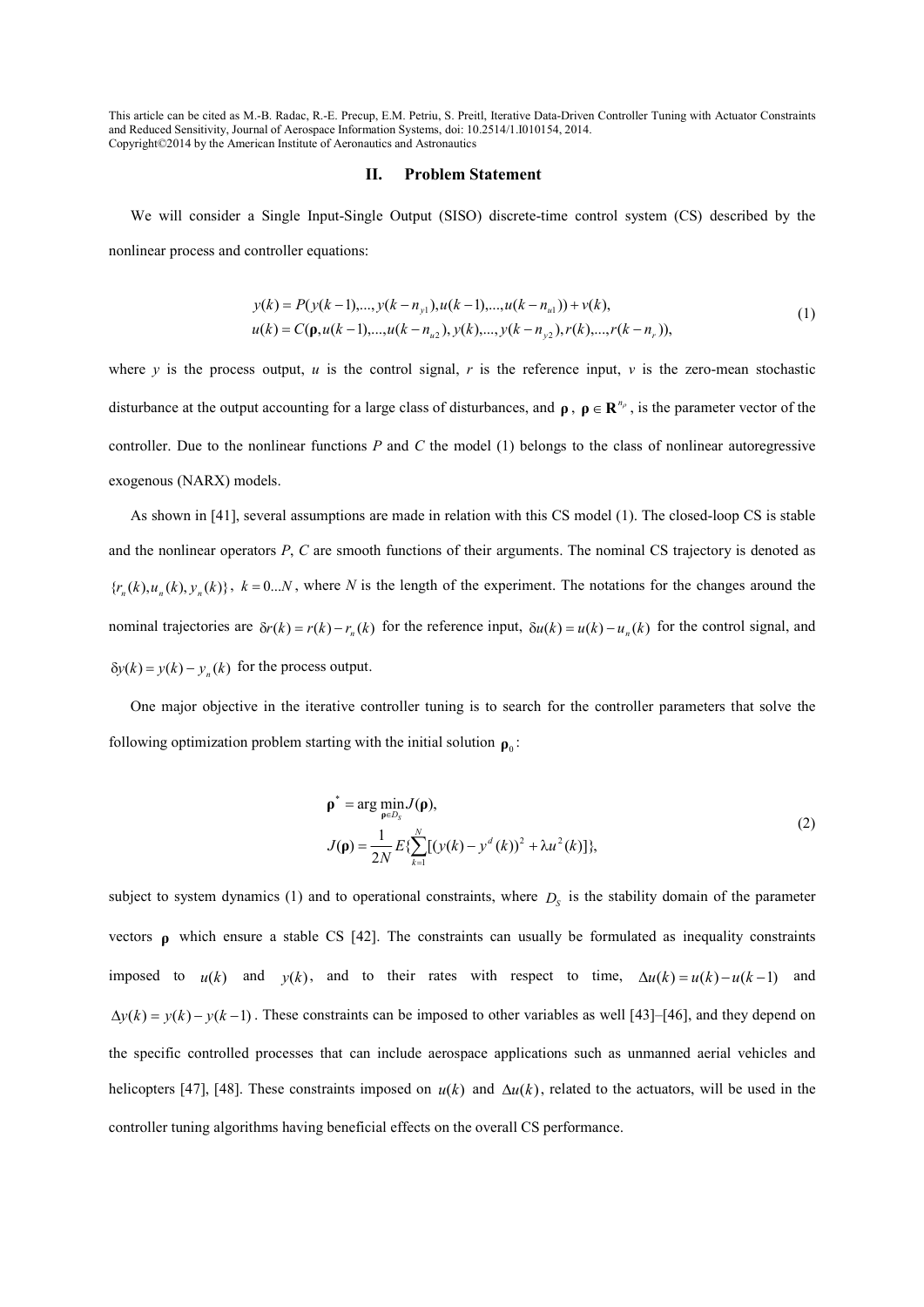## II. Problem Statement

We will consider a Single Input-Single Output (SISO) discrete-time control system (CS) described by the nonlinear process and controller equations:

$$
\begin{aligned}
y(k) &= P(y(k-1),...,y(k-n_{y1}),u(k-1),...,u(k-n_{u1})) + v(k), \\
u(k) &= C(\boldsymbol{\rho}, u(k-1),...,u(k-n_{u2}), y(k),...,y(k-n_{y2}), r(k),...,r(k-n_r)),
\end{aligned}
\tag{1}
$$

where $y$ is the process output, $u$ is the control signal, $r$ is the reference input, $v$ is the zero-mean stochastic disturbance at the output accounting for a large class of disturbances, and $\boldsymbol{\rho}$, $\boldsymbol{\rho} \in \mathbf{R}^{n_\rho}$, is the parameter vector of the controller. Due to the nonlinear functions $P$ and $C$ the model (1) belongs to the class of nonlinear autoregressive exogenous (NARX) models.

As shown in [41], several assumptions are made in relation with this CS model (1). The closed-loop CS is stable and the nonlinear operators $P$, $C$ are smooth functions of their arguments. The nominal CS trajectory is denoted as $\{r_n(k), u_n(k), y_n(k)\}$, $k = 0...N$, where $N$ is the length of the experiment. The notations for the changes around the nominal trajectories are $\delta r(k) = r(k) - r_n(k)$ for the reference input, $\delta u(k) = u(k) - u_n(k)$ for the control signal, and $\delta y(k) = y(k) - y_n(k)$ for the process output.

One major objective in the iterative controller tuning is to search for the controller parameters that solve the following optimization problem starting with the initial solution $\boldsymbol{\rho}_0$:

$$
\begin{aligned}
\boldsymbol{\rho}^* &= \arg \min_{\boldsymbol{\rho} \in D_S} J(\boldsymbol{\rho}), \\
J(\boldsymbol{\rho}) &= \frac{1}{2N} E\{\sum_{k=1}^{N} [(y(k) - y^d(k))^2 + \lambda u^2(k)]\},
\end{aligned}
\tag{2}
$$

subject to system dynamics (1) and to operational constraints, where $D_S$ is the stability domain of the parameter vectors $\boldsymbol{\rho}$ which ensure a stable CS [42]. The constraints can usually be formulated as inequality constraints imposed to $u(k)$ and $y(k)$, and to their rates with respect to time, $\Delta u(k) = u(k) - u(k-1)$ and $\Delta y(k) = y(k) - y(k-1)$. These constraints can be imposed to other variables as well [43]–[46], and they depend on the specific controlled processes that can include aerospace applications such as unmanned aerial vehicles and helicopters [47], [48]. These constraints imposed on $u(k)$ and $\Delta u(k)$, related to the actuators, will be used in the controller tuning algorithms having beneficial effects on the overall CS performance.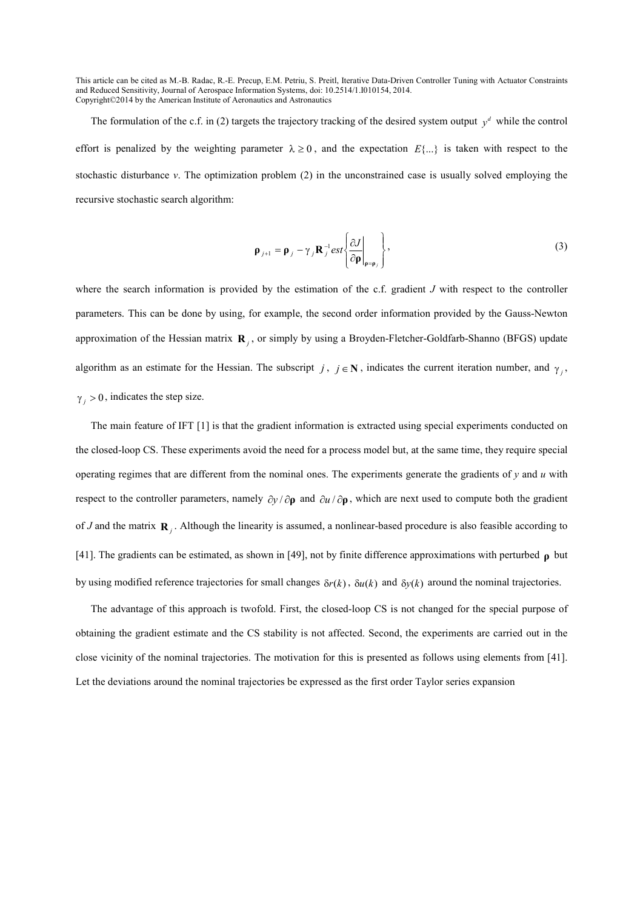The formulation of the c.f. in (2) targets the trajectory tracking of the desired system output $y^d$ while the control effort is penalized by the weighting parameter $\lambda \geq 0$, and the expectation $E\{...\}$ is taken with respect to the stochastic disturbance $v$. The optimization problem (2) in the unconstrained case is usually solved employing the recursive stochastic search algorithm:

$$\boldsymbol{\rho}_{j+1} = \boldsymbol{\rho}_j - \gamma_j \mathbf{R}_j^{-1} est\left\{ \left. \frac{\partial J}{\partial \boldsymbol{\rho}} \right|_{\boldsymbol{\rho}=\boldsymbol{\rho}_j} \right\}, \tag{3}$$

where the search information is provided by the estimation of the c.f. gradient $J$ with respect to the controller parameters. This can be done by using, for example, the second order information provided by the Gauss-Newton approximation of the Hessian matrix $\mathbf{R}_j$, or simply by using a Broyden-Fletcher-Goldfarb-Shanno (BFGS) update algorithm as an estimate for the Hessian. The subscript $j$, $j \in \mathbf{N}$, indicates the current iteration number, and $\gamma_j$, $\gamma_j > 0$, indicates the step size.

The main feature of IFT [1] is that the gradient information is extracted using special experiments conducted on the closed-loop CS. These experiments avoid the need for a process model but, at the same time, they require special operating regimes that are different from the nominal ones. The experiments generate the gradients of $y$ and $u$ with respect to the controller parameters, namely $\partial y / \partial \boldsymbol{\rho}$ and $\partial u / \partial \boldsymbol{\rho}$, which are next used to compute both the gradient of $J$ and the matrix $\mathbf{R}_j$. Although the linearity is assumed, a nonlinear-based procedure is also feasible according to [41]. The gradients can be estimated, as shown in [49], not by finite difference approximations with perturbed $\boldsymbol{\rho}$ but by using modified reference trajectories for small changes $\delta r(k)$, $\delta u(k)$ and $\delta y(k)$ around the nominal trajectories.

The advantage of this approach is twofold. First, the closed-loop CS is not changed for the special purpose of obtaining the gradient estimate and the CS stability is not affected. Second, the experiments are carried out in the close vicinity of the nominal trajectories. The motivation for this is presented as follows using elements from [41]. Let the deviations around the nominal trajectories be expressed as the first order Taylor series expansion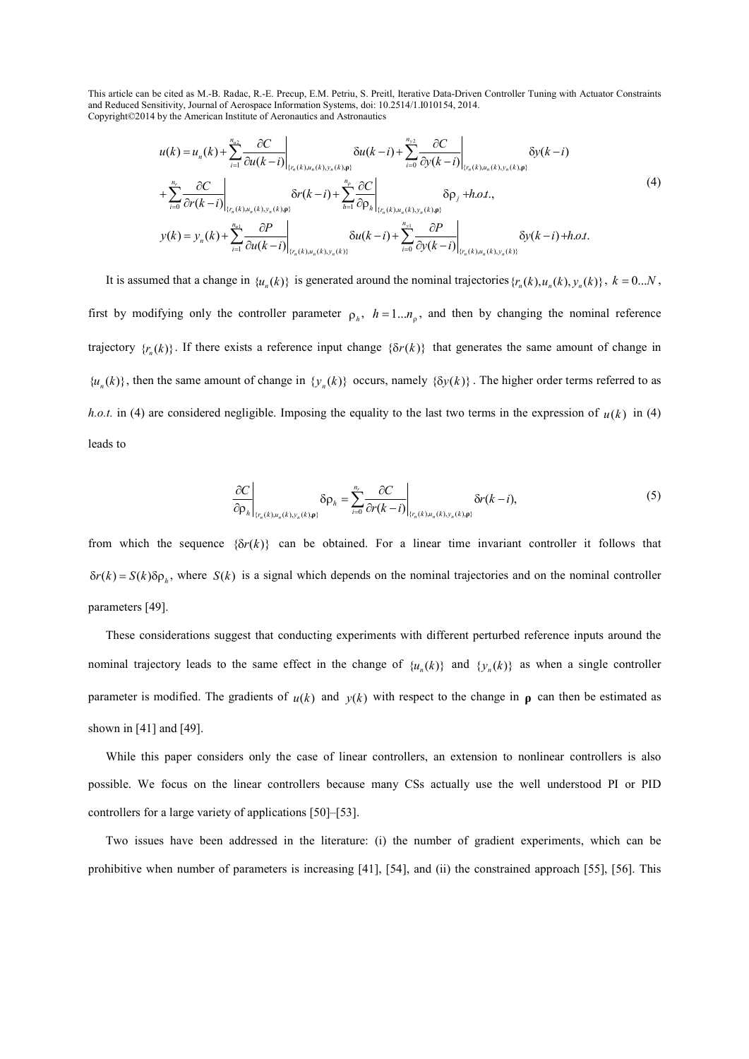$$
\begin{aligned}
u(k) = u_n(k) &+ \sum_{i=1}^{n_{u2}} \left.\frac{\partial C}{\partial u(k-i)}\right|_{\{r_n(k),u_n(k),y_n(k),\boldsymbol{\rho}\}} \delta u(k-i) + \sum_{i=0}^{n_{y2}} \left.\frac{\partial C}{\partial y(k-i)}\right|_{\{r_n(k),u_n(k),y_n(k),\boldsymbol{\rho}\}} \delta y(k-i) \\
&+ \sum_{i=0}^{n_r} \left.\frac{\partial C}{\partial r(k-i)}\right|_{\{r_n(k),u_n(k),y_n(k),\boldsymbol{\rho}\}} \delta r(k-i) + \sum_{h=1}^{n_\rho} \left.\frac{\partial C}{\partial \rho_h}\right|_{\{r_n(k),u_n(k),y_n(k),\boldsymbol{\rho}\}} \delta \rho_j + h.o.t., \\
y(k) = y_n(k) &+ \sum_{i=1}^{n_{u1}} \left.\frac{\partial P}{\partial u(k-i)}\right|_{\{r_n(k),u_n(k),y_n(k)\}} \delta u(k-i) + \sum_{i=0}^{n_{y1}} \left.\frac{\partial P}{\partial y(k-i)}\right|_{\{r_n(k),u_n(k),y_n(k)\}} \delta y(k-i) + h.o.t.
\end{aligned}
\tag{4}
$$

It is assumed that a change in $\{u_n(k)\}$ is generated around the nominal trajectories $\{r_n(k), u_n(k), y_n(k)\}$, $k = 0...N$, first by modifying only the controller parameter $\rho_h$, $h = 1...n_\rho$, and then by changing the nominal reference trajectory $\{r_n(k)\}$. If there exists a reference input change $\{\delta r(k)\}$ that generates the same amount of change in $\{u_n(k)\}$, then the same amount of change in $\{y_n(k)\}$ occurs, namely $\{\delta y(k)\}$. The higher order terms referred to as *h.o.t.* in (4) are considered negligible. Imposing the equality to the last two terms in the expression of $u(k)$ in (4) leads to

$$
\left.\frac{\partial C}{\partial \rho_h}\right|_{\{r_n(k),u_n(k),y_n(k),\boldsymbol{\rho}\}} \delta \rho_h = \sum_{i=0}^{n_r} \left.\frac{\partial C}{\partial r(k-i)}\right|_{\{r_n(k),u_n(k),y_n(k),\boldsymbol{\rho}\}} \delta r(k-i),
\tag{5}
$$

from which the sequence $\{\delta r(k)\}$ can be obtained. For a linear time invariant controller it follows that $\delta r(k) = S(k)\delta\rho_h$, where $S(k)$ is a signal which depends on the nominal trajectories and on the nominal controller parameters [49].

These considerations suggest that conducting experiments with different perturbed reference inputs around the nominal trajectory leads to the same effect in the change of $\{u_n(k)\}$ and $\{y_n(k)\}$ as when a single controller parameter is modified. The gradients of $u(k)$ and $y(k)$ with respect to the change in $\boldsymbol{\rho}$ can then be estimated as shown in [41] and [49].

While this paper considers only the case of linear controllers, an extension to nonlinear controllers is also possible. We focus on the linear controllers because many CSs actually use the well understood PI or PID controllers for a large variety of applications [50]–[53].

Two issues have been addressed in the literature: (i) the number of gradient experiments, which can be prohibitive when number of parameters is increasing [41], [54], and (ii) the constrained approach [55], [56]. This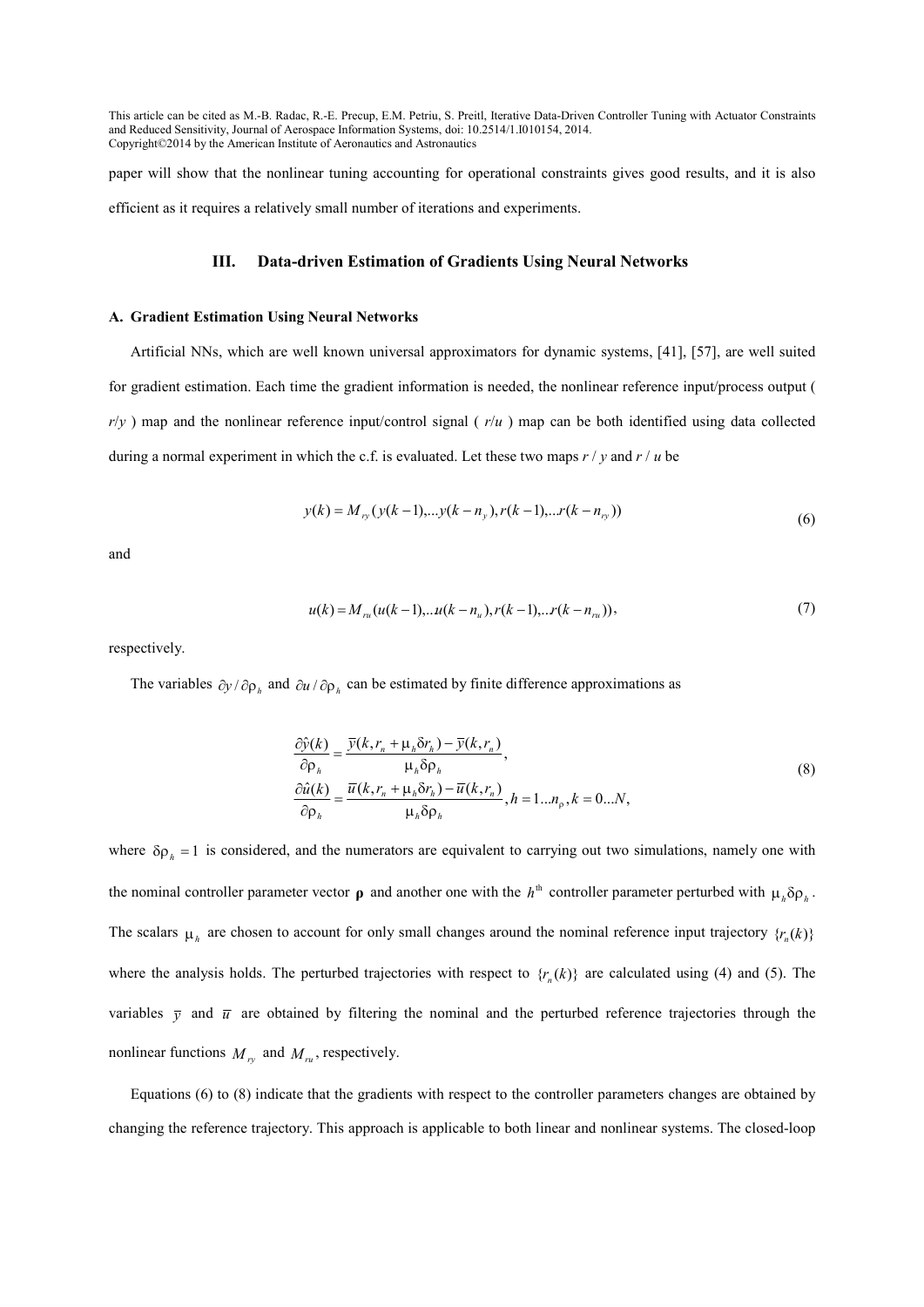paper will show that the nonlinear tuning accounting for operational constraints gives good results, and it is also efficient as it requires a relatively small number of iterations and experiments.

## III. Data-driven Estimation of Gradients Using Neural Networks

### A. Gradient Estimation Using Neural Networks

Artificial NNs, which are well known universal approximators for dynamic systems, [41], [57], are well suited for gradient estimation. Each time the gradient information is needed, the nonlinear reference input/process output ( $r/y$ ) map and the nonlinear reference input/control signal ( $r/u$ ) map can be both identified using data collected during a normal experiment in which the c.f. is evaluated. Let these two maps $r/y$ and $r/u$ be

$$y(k) = M_{ry}(y(k-1),...y(k-n_y), r(k-1),...r(k-n_{ry})) \tag{6}$$

and

$$u(k) = M_{ru}(u(k-1),..u(k-n_u), r(k-1),..r(k-n_{ru})), \tag{7}$$

respectively.

The variables $\partial y / \partial \rho_h$ and $\partial u / \partial \rho_h$ can be estimated by finite difference approximations as

$$\begin{aligned}
\frac{\partial \hat{y}(k)}{\partial \rho_h} &= \frac{\overline{y}(k, r_n + \mu_h \delta r_h) - \overline{y}(k, r_n)}{\mu_h \delta \rho_h}, \\
\frac{\partial \hat{u}(k)}{\partial \rho_h} &= \frac{\overline{u}(k, r_n + \mu_h \delta r_h) - \overline{u}(k, r_n)}{\mu_h \delta \rho_h}, h = 1...n_\rho, k = 0...N,
\end{aligned} \tag{8}$$

where $\delta \rho_h = 1$ is considered, and the numerators are equivalent to carrying out two simulations, namely one with the nominal controller parameter vector $\boldsymbol{\rho}$ and another one with the $h^{\text{th}}$ controller parameter perturbed with $\mu_h \delta \rho_h$. The scalars $\mu_h$ are chosen to account for only small changes around the nominal reference input trajectory $\{r_n(k)\}$ where the analysis holds. The perturbed trajectories with respect to $\{r_n(k)\}$ are calculated using (4) and (5). The variables $\overline{y}$ and $\overline{u}$ are obtained by filtering the nominal and the perturbed reference trajectories through the nonlinear functions $M_{ry}$ and $M_{ru}$, respectively.

Equations (6) to (8) indicate that the gradients with respect to the controller parameters changes are obtained by changing the reference trajectory. This approach is applicable to both linear and nonlinear systems. The closed-loop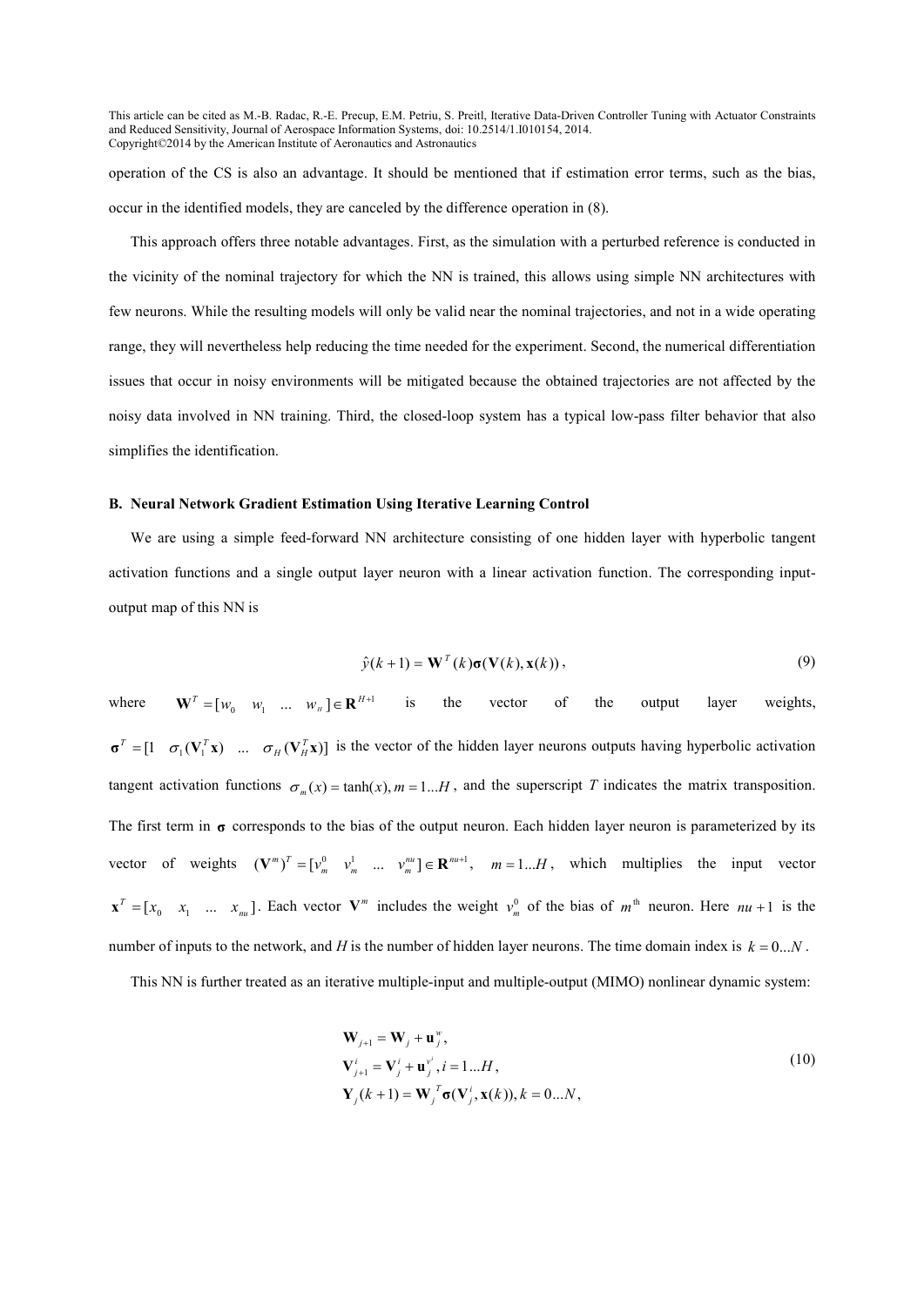operation of the CS is also an advantage. It should be mentioned that if estimation error terms, such as the bias, occur in the identified models, they are canceled by the difference operation in (8).

This approach offers three notable advantages. First, as the simulation with a perturbed reference is conducted in the vicinity of the nominal trajectory for which the NN is trained, this allows using simple NN architectures with few neurons. While the resulting models will only be valid near the nominal trajectories, and not in a wide operating range, they will nevertheless help reducing the time needed for the experiment. Second, the numerical differentiation issues that occur in noisy environments will be mitigated because the obtained trajectories are not affected by the noisy data involved in NN training. Third, the closed-loop system has a typical low-pass filter behavior that also simplifies the identification.

### B. Neural Network Gradient Estimation Using Iterative Learning Control

We are using a simple feed-forward NN architecture consisting of one hidden layer with hyperbolic tangent activation functions and a single output layer neuron with a linear activation function. The corresponding input-output map of this NN is

$$\hat{y}(k+1) = \mathbf{W}^T(k)\boldsymbol{\sigma}(\mathbf{V}(k), \mathbf{x}(k)), \tag{9}$$

where $\mathbf{W}^T = [w_0 \quad w_1 \quad \ldots \quad w_H] \in \mathbf{R}^{H+1}$ is the vector of the output layer weights, $\boldsymbol{\sigma}^T = [1 \quad \sigma_1(\mathbf{V}_1^T\mathbf{x}) \quad \ldots \quad \sigma_H(\mathbf{V}_H^T\mathbf{x})]$ is the vector of the hidden layer neurons outputs having hyperbolic activation tangent activation functions $\sigma_m(x) = \tanh(x), m = 1 \ldots H$, and the superscript $T$ indicates the matrix transposition. The first term in $\boldsymbol{\sigma}$ corresponds to the bias of the output neuron. Each hidden layer neuron is parameterized by its vector of weights $(\mathbf{V}^m)^T = [v_m^0 \quad v_m^1 \quad \ldots \quad v_m^{nu}] \in \mathbf{R}^{nu+1}, \quad m = 1 \ldots H$, which multiplies the input vector $\mathbf{x}^T = [x_0 \quad x_1 \quad \ldots \quad x_{nu}]$. Each vector $\mathbf{V}^m$ includes the weight $v_m^0$ of the bias of $m^{\text{th}}$ neuron. Here $nu+1$ is the number of inputs to the network, and $H$ is the number of hidden layer neurons. The time domain index is $k = 0 \ldots N$.

This NN is further treated as an iterative multiple-input and multiple-output (MIMO) nonlinear dynamic system:

$$\begin{aligned}
&\mathbf{W}_{j+1} = \mathbf{W}_j + \mathbf{u}_j^w, \\
&\mathbf{V}_{j+1}^i = \mathbf{V}_j^i + \mathbf{u}_j^{v^i}, i = 1 \ldots H, \\
&\mathbf{Y}_j(k+1) = \mathbf{W}_j^T\boldsymbol{\sigma}(\mathbf{V}_j^i, \mathbf{x}(k)), k = 0 \ldots N,
\end{aligned} \tag{10}$$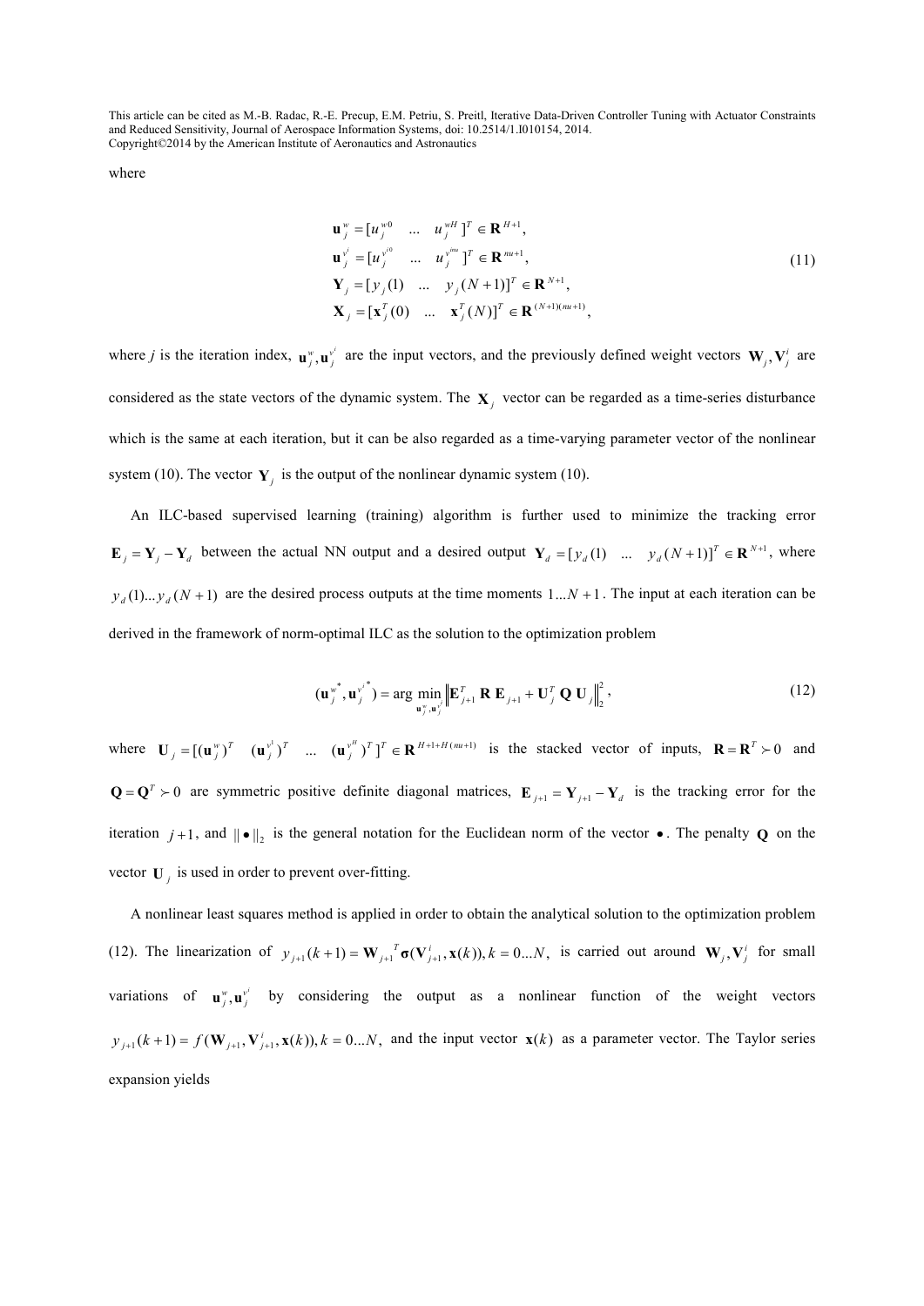where

$$
\begin{aligned}
\mathbf{u}_j^{w} &= [u_j^{w0} \quad \dots \quad u_j^{wH}]^T \in \mathbf{R}^{H+1}, \\
\mathbf{u}_j^{v^i} &= [u_j^{v^{i0}} \quad \dots \quad u_j^{v^{inu}}]^T \in \mathbf{R}^{nu+1}, \\
\mathbf{Y}_j &= [y_j(1) \quad \dots \quad y_j(N+1)]^T \in \mathbf{R}^{N+1}, \\
\mathbf{X}_j &= [\mathbf{x}_j^T(0) \quad \dots \quad \mathbf{x}_j^T(N)]^T \in \mathbf{R}^{(N+1)(nu+1)},
\end{aligned}
\tag{11}
$$

where $j$ is the iteration index, $\mathbf{u}_j^w, \mathbf{u}_j^{v^i}$ are the input vectors, and the previously defined weight vectors $\mathbf{W}_j, \mathbf{V}_j^i$ are considered as the state vectors of the dynamic system. The $\mathbf{X}_j$ vector can be regarded as a time-series disturbance which is the same at each iteration, but it can be also regarded as a time-varying parameter vector of the nonlinear system (10). The vector $\mathbf{Y}_j$ is the output of the nonlinear dynamic system (10).

An ILC-based supervised learning (training) algorithm is further used to minimize the tracking error $\mathbf{E}_j = \mathbf{Y}_j - \mathbf{Y}_d$ between the actual NN output and a desired output $\mathbf{Y}_d = [y_d(1) \quad \dots \quad y_d(N+1)]^T \in \mathbf{R}^{N+1}$, where $y_d(1) \dots y_d(N+1)$ are the desired process outputs at the time moments $1 \dots N+1$. The input at each iteration can be derived in the framework of norm-optimal ILC as the solution to the optimization problem

$$
(\mathbf{u}_j^{w^*}, \mathbf{u}_j^{v^{i^*}}) = \arg \min_{\mathbf{u}_j^w, \mathbf{u}_j^{v^i}} \left\| \mathbf{E}_{j+1}^T \, \mathbf{R} \, \mathbf{E}_{j+1} + \mathbf{U}_j^T \, \mathbf{Q} \, \mathbf{U}_j \right\|_2^2,
\tag{12}
$$

where $\mathbf{U}_j = [(\mathbf{u}_j^w)^T \quad (\mathbf{u}_j^{v^1})^T \quad \dots \quad (\mathbf{u}_j^{v^H})^T]^T \in \mathbf{R}^{H+1+H(nu+1)}$ is the stacked vector of inputs, $\mathbf{R} = \mathbf{R}^T \succ 0$ and $\mathbf{Q} = \mathbf{Q}^T \succ 0$ are symmetric positive definite diagonal matrices, $\mathbf{E}_{j+1} = \mathbf{Y}_{j+1} - \mathbf{Y}_d$ is the tracking error for the iteration $j+1$, and $\| \bullet \|_2$ is the general notation for the Euclidean norm of the vector $\bullet$. The penalty $\mathbf{Q}$ on the vector $\mathbf{U}_j$ is used in order to prevent over-fitting.

A nonlinear least squares method is applied in order to obtain the analytical solution to the optimization problem (12). The linearization of $y_{j+1}(k+1) = \mathbf{W}_{j+1}^T \boldsymbol{\sigma}(\mathbf{V}_{j+1}^i, \mathbf{x}(k)), k = 0 \dots N,$ is carried out around $\mathbf{W}_j, \mathbf{V}_j^i$ for small variations of $\mathbf{u}_j^w, \mathbf{u}_j^{v^i}$ by considering the output as a nonlinear function of the weight vectors $y_{j+1}(k+1) = f(\mathbf{W}_{j+1}, \mathbf{V}_{j+1}^i, \mathbf{x}(k)), k = 0 \dots N,$ and the input vector $\mathbf{x}(k)$ as a parameter vector. The Taylor series expansion yields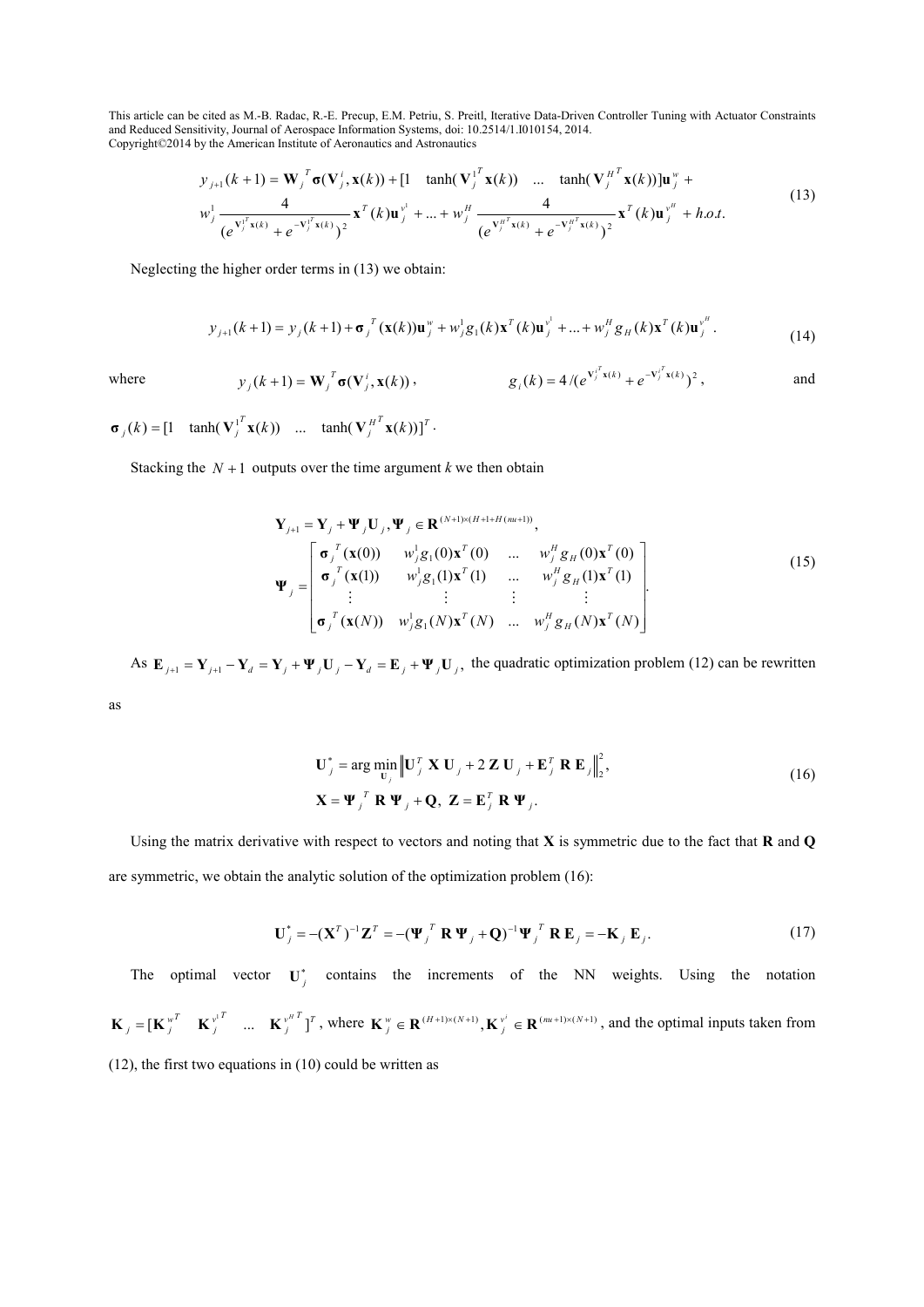$$y_{j+1}(k+1) = \mathbf{W}_j^T \boldsymbol{\sigma}(\mathbf{V}_j^i, \mathbf{x}(k)) + [1 \quad \tanh(\mathbf{V}_j^{1^T}\mathbf{x}(k)) \quad \dots \quad \tanh(\mathbf{V}_j^{H^T}\mathbf{x}(k))]\mathbf{u}_j^w +$$
$$w_j^1 \frac{4}{(e^{\mathbf{V}_j^{1^T}\mathbf{x}(k)} + e^{-\mathbf{V}_j^{1^T}\mathbf{x}(k)})^2} \mathbf{x}^T(k)\mathbf{u}_j^{v^1} + \dots + w_j^H \frac{4}{(e^{\mathbf{V}_j^{H^T}\mathbf{x}(k)} + e^{-\mathbf{V}_j^{H^T}\mathbf{x}(k)})^2} \mathbf{x}^T(k)\mathbf{u}_j^{v^H} + h.o.t. \tag{13}$$

Neglecting the higher order terms in (13) we obtain:

$$y_{j+1}(k+1) = y_j(k+1) + \boldsymbol{\sigma}_j^T(\mathbf{x}(k))\mathbf{u}_j^w + w_j^1 g_1(k)\mathbf{x}^T(k)\mathbf{u}_j^{v^1} + \dots + w_j^H g_H(k)\mathbf{x}^T(k)\mathbf{u}_j^{v^H}. \tag{14}$$

where $y_j(k+1) = \mathbf{W}_j^T \boldsymbol{\sigma}(\mathbf{V}_j^i, \mathbf{x}(k))$, $g_i(k) = 4/(e^{\mathbf{V}_j^{i^T}\mathbf{x}(k)} + e^{-\mathbf{V}_j^{i^T}\mathbf{x}(k)})^2$, and $\boldsymbol{\sigma}_j(k) = [1 \quad \tanh(\mathbf{V}_j^{1^T}\mathbf{x}(k)) \quad \dots \quad \tanh(\mathbf{V}_j^{H^T}\mathbf{x}(k))]^T$.

Stacking the $N+1$ outputs over the time argument $k$ we then obtain

$$\mathbf{Y}_{j+1} = \mathbf{Y}_j + \boldsymbol{\Psi}_j \mathbf{U}_j, \boldsymbol{\Psi}_j \in \mathbf{R}^{(N+1)\times(H+1+H(nu+1))},$$
$$\boldsymbol{\Psi}_j = \begin{bmatrix} \boldsymbol{\sigma}_j^T(\mathbf{x}(0)) & w_j^1 g_1(0)\mathbf{x}^T(0) & \dots & w_j^H g_H(0)\mathbf{x}^T(0) \\ \boldsymbol{\sigma}_j^T(\mathbf{x}(1)) & w_j^1 g_1(1)\mathbf{x}^T(1) & \dots & w_j^H g_H(1)\mathbf{x}^T(1) \\ \vdots & \vdots & \vdots & \vdots \\ \boldsymbol{\sigma}_j^T(\mathbf{x}(N)) & w_j^1 g_1(N)\mathbf{x}^T(N) & \dots & w_j^H g_H(N)\mathbf{x}^T(N) \end{bmatrix}. \tag{15}$$

As $\mathbf{E}_{j+1} = \mathbf{Y}_{j+1} - \mathbf{Y}_d = \mathbf{Y}_j + \boldsymbol{\Psi}_j \mathbf{U}_j - \mathbf{Y}_d = \mathbf{E}_j + \boldsymbol{\Psi}_j \mathbf{U}_j$, the quadratic optimization problem (12) can be rewritten as

$$\mathbf{U}_j^* = \arg\min_{\mathbf{U}_j} \left\| \mathbf{U}_j^T \mathbf{X} \mathbf{U}_j + 2\mathbf{Z}\mathbf{U}_j + \mathbf{E}_j^T \mathbf{R} \mathbf{E}_j \right\|_2^2,$$
$$\mathbf{X} = \boldsymbol{\Psi}_j^T \mathbf{R} \boldsymbol{\Psi}_j + \mathbf{Q}, \ \mathbf{Z} = \mathbf{E}_j^T \mathbf{R} \boldsymbol{\Psi}_j. \tag{16}$$

Using the matrix derivative with respect to vectors and noting that $\mathbf{X}$ is symmetric due to the fact that $\mathbf{R}$ and $\mathbf{Q}$ are symmetric, we obtain the analytic solution of the optimization problem (16):

$$\mathbf{U}_j^* = -(\mathbf{X}^T)^{-1}\mathbf{Z}^T = -(\boldsymbol{\Psi}_j^T \mathbf{R} \boldsymbol{\Psi}_j + \mathbf{Q})^{-1} \boldsymbol{\Psi}_j^T \mathbf{R} \mathbf{E}_j = -\mathbf{K}_j \mathbf{E}_j. \tag{17}$$

The optimal vector $\mathbf{U}_j^*$ contains the increments of the NN weights. Using the notation $\mathbf{K}_j = [\mathbf{K}_j^{w^T} \quad \mathbf{K}_j^{v^{1^T}} \quad \dots \quad \mathbf{K}_j^{v^{H^T}}]^T$, where $\mathbf{K}_j^w \in \mathbf{R}^{(H+1)\times(N+1)}, \mathbf{K}_j^{v^i} \in \mathbf{R}^{(nu+1)\times(N+1)}$, and the optimal inputs taken from (12), the first two equations in (10) could be written as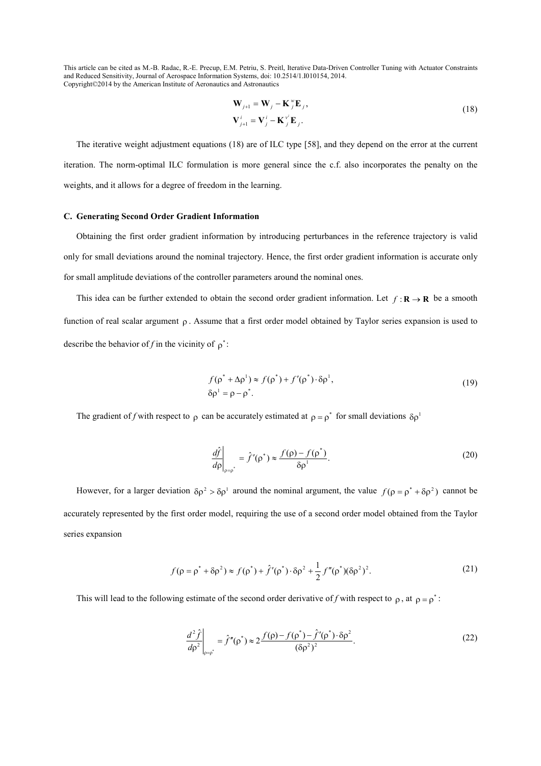$$
\begin{aligned}
\mathbf{W}_{j+1} &= \mathbf{W}_j - \mathbf{K}_j^{w}\mathbf{E}_j, \\
\mathbf{V}_{j+1}^{i} &= \mathbf{V}_j^{i} - \mathbf{K}_j^{v^i}\mathbf{E}_j.
\end{aligned}
\tag{18}
$$

The iterative weight adjustment equations (18) are of ILC type [58], and they depend on the error at the current iteration. The norm-optimal ILC formulation is more general since the c.f. also incorporates the penalty on the weights, and it allows for a degree of freedom in the learning.

### C. Generating Second Order Gradient Information

Obtaining the first order gradient information by introducing perturbances in the reference trajectory is valid only for small deviations around the nominal trajectory. Hence, the first order gradient information is accurate only for small amplitude deviations of the controller parameters around the nominal ones.

This idea can be further extended to obtain the second order gradient information. Let $f:\mathbf{R}\rightarrow\mathbf{R}$ be a smooth function of real scalar argument $\rho$. Assume that a first order model obtained by Taylor series expansion is used to describe the behavior of $f$ in the vicinity of $\rho^*$:

$$
\begin{aligned}
& f(\rho^* + \Delta\rho^1) \approx f(\rho^*) + f'(\rho^*)\cdot\delta\rho^1, \\
& \delta\rho^1 = \rho - \rho^*.
\end{aligned}
\tag{19}
$$

The gradient of $f$ with respect to $\rho$ can be accurately estimated at $\rho=\rho^*$ for small deviations $\delta\rho^1$

$$
\left.\frac{d\hat{f}}{d\rho}\right|_{\rho=\rho^*} = \hat{f}'(\rho^*) \approx \frac{f(\rho)-f(\rho^*)}{\delta\rho^1}.
\tag{20}
$$

However, for a larger deviation $\delta\rho^2 > \delta\rho^1$ around the nominal argument, the value $f(\rho=\rho^*+\delta\rho^2)$ cannot be accurately represented by the first order model, requiring the use of a second order model obtained from the Taylor series expansion

$$
f(\rho=\rho^*+\delta\rho^2) \approx f(\rho^*) + \hat{f}'(\rho^*)\cdot\delta\rho^2 + \frac{1}{2}f''(\rho^*)(\delta\rho^2)^2.
\tag{21}
$$

This will lead to the following estimate of the second order derivative of $f$ with respect to $\rho$, at $\rho=\rho^*$:

$$
\left.\frac{d^2\hat{f}}{d\rho^2}\right|_{\rho=\rho^*} = \hat{f}''(\rho^*) \approx 2\frac{f(\rho)-f(\rho^*)-\hat{f}'(\rho^*)\cdot\delta\rho^2}{(\delta\rho^2)^2}.
\tag{22}
$$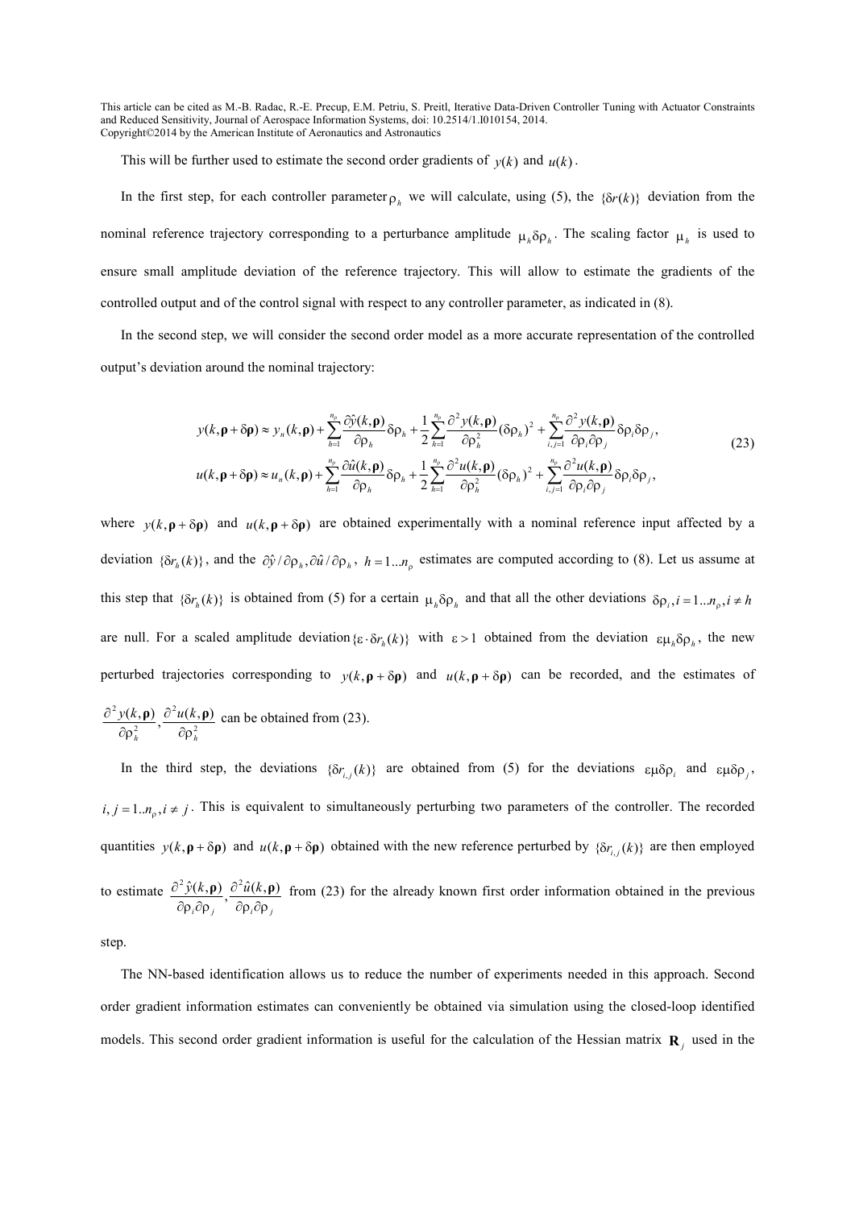This will be further used to estimate the second order gradients of $y(k)$ and $u(k)$.

In the first step, for each controller parameter $\rho_h$ we will calculate, using (5), the $\{\delta r(k)\}$ deviation from the nominal reference trajectory corresponding to a perturbance amplitude $\mu_h \delta\rho_h$. The scaling factor $\mu_h$ is used to ensure small amplitude deviation of the reference trajectory. This will allow to estimate the gradients of the controlled output and of the control signal with respect to any controller parameter, as indicated in (8).

In the second step, we will consider the second order model as a more accurate representation of the controlled output's deviation around the nominal trajectory:

$$
\begin{aligned}
y(k,\boldsymbol{\rho}+\delta\boldsymbol{\rho}) &\approx y_n(k,\boldsymbol{\rho}) + \sum_{h=1}^{n_\rho} \frac{\partial \hat{y}(k,\boldsymbol{\rho})}{\partial \rho_h}\delta\rho_h + \frac{1}{2}\sum_{h=1}^{n_\rho} \frac{\partial^2 y(k,\boldsymbol{\rho})}{\partial \rho_h^2}(\delta\rho_h)^2 + \sum_{i,j=1}^{n_\rho} \frac{\partial^2 y(k,\boldsymbol{\rho})}{\partial \rho_i \partial \rho_j}\delta\rho_i\delta\rho_j, \\
u(k,\boldsymbol{\rho}+\delta\boldsymbol{\rho}) &\approx u_n(k,\boldsymbol{\rho}) + \sum_{h=1}^{n_\rho} \frac{\partial \hat{u}(k,\boldsymbol{\rho})}{\partial \rho_h}\delta\rho_h + \frac{1}{2}\sum_{h=1}^{n_\rho} \frac{\partial^2 u(k,\boldsymbol{\rho})}{\partial \rho_h^2}(\delta\rho_h)^2 + \sum_{i,j=1}^{n_\rho} \frac{\partial^2 u(k,\boldsymbol{\rho})}{\partial \rho_i \partial \rho_j}\delta\rho_i\delta\rho_j,
\end{aligned}
\tag{23}
$$

where $y(k,\boldsymbol{\rho}+\delta\boldsymbol{\rho})$ and $u(k,\boldsymbol{\rho}+\delta\boldsymbol{\rho})$ are obtained experimentally with a nominal reference input affected by a deviation $\{\delta r_h(k)\}$, and the $\partial\hat{y}/\partial\rho_h, \partial\hat{u}/\partial\rho_h$, $h=1...n_\rho$ estimates are computed according to (8). Let us assume at this step that $\{\delta r_h(k)\}$ is obtained from (5) for a certain $\mu_h\delta\rho_h$ and that all the other deviations $\delta\rho_i, i=1...n_\rho, i\neq h$ are null. For a scaled amplitude deviation $\{\varepsilon\cdot\delta r_h(k)\}$ with $\varepsilon>1$ obtained from the deviation $\varepsilon\mu_h\delta\rho_h$, the new perturbed trajectories corresponding to $y(k,\boldsymbol{\rho}+\delta\boldsymbol{\rho})$ and $u(k,\boldsymbol{\rho}+\delta\boldsymbol{\rho})$ can be recorded, and the estimates of $\frac{\partial^2 y(k,\boldsymbol{\rho})}{\partial\rho_h^2}, \frac{\partial^2 u(k,\boldsymbol{\rho})}{\partial\rho_h^2}$ can be obtained from (23).

In the third step, the deviations $\{\delta r_{i,j}(k)\}$ are obtained from (5) for the deviations $\varepsilon\mu\delta\rho_i$ and $\varepsilon\mu\delta\rho_j$, $i,j=1..n_\rho, i\neq j$. This is equivalent to simultaneously perturbing two parameters of the controller. The recorded quantities $y(k,\boldsymbol{\rho}+\delta\boldsymbol{\rho})$ and $u(k,\boldsymbol{\rho}+\delta\boldsymbol{\rho})$ obtained with the new reference perturbed by $\{\delta r_{i,j}(k)\}$ are then employed to estimate $\frac{\partial^2 \hat{y}(k,\boldsymbol{\rho})}{\partial\rho_i\partial\rho_j}, \frac{\partial^2 \hat{u}(k,\boldsymbol{\rho})}{\partial\rho_i\partial\rho_j}$ from (23) for the already known first order information obtained in the previous step.

The NN-based identification allows us to reduce the number of experiments needed in this approach. Second order gradient information estimates can conveniently be obtained via simulation using the closed-loop identified models. This second order gradient information is useful for the calculation of the Hessian matrix $\mathbf{R}_j$ used in the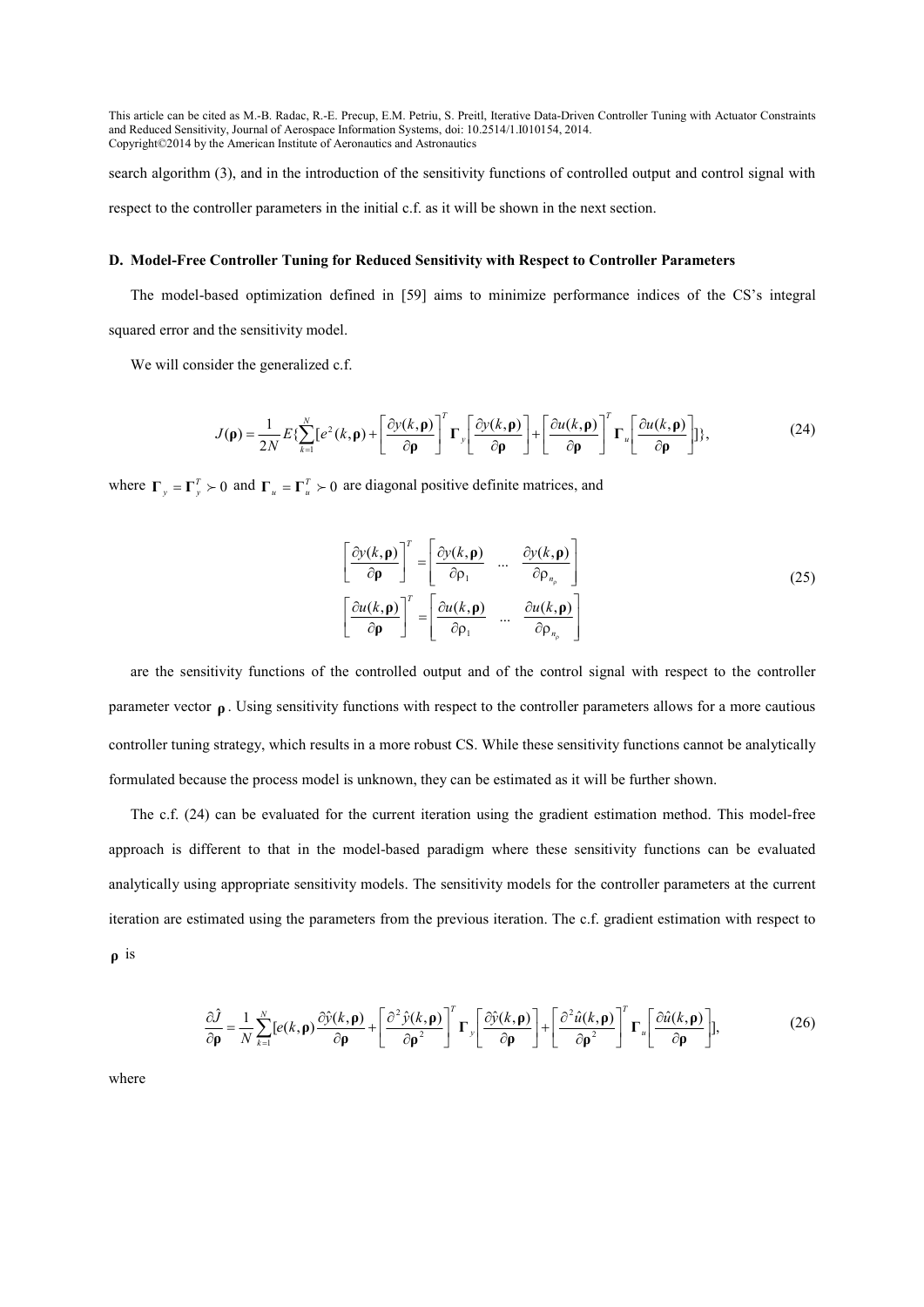search algorithm (3), and in the introduction of the sensitivity functions of controlled output and control signal with respect to the controller parameters in the initial c.f. as it will be shown in the next section.

### D. Model-Free Controller Tuning for Reduced Sensitivity with Respect to Controller Parameters

The model-based optimization defined in [59] aims to minimize performance indices of the CS's integral squared error and the sensitivity model.

We will consider the generalized c.f.

$$J(\boldsymbol{\rho}) = \frac{1}{2N} E\{\sum_{k=1}^{N} [e^2(k,\boldsymbol{\rho}) + \left[\frac{\partial y(k,\boldsymbol{\rho})}{\partial \boldsymbol{\rho}}\right]^T \boldsymbol{\Gamma}_y \left[\frac{\partial y(k,\boldsymbol{\rho})}{\partial \boldsymbol{\rho}}\right] + \left[\frac{\partial u(k,\boldsymbol{\rho})}{\partial \boldsymbol{\rho}}\right]^T \boldsymbol{\Gamma}_u \left[\frac{\partial u(k,\boldsymbol{\rho})}{\partial \boldsymbol{\rho}}\right]]\}, \tag{24}$$

where $\boldsymbol{\Gamma}_y = \boldsymbol{\Gamma}_y^T \succ 0$ and $\boldsymbol{\Gamma}_u = \boldsymbol{\Gamma}_u^T \succ 0$ are diagonal positive definite matrices, and

$$\begin{aligned} \left[\frac{\partial y(k,\boldsymbol{\rho})}{\partial \boldsymbol{\rho}}\right]^T &= \left[\frac{\partial y(k,\boldsymbol{\rho})}{\partial \rho_1} \quad \dots \quad \frac{\partial y(k,\boldsymbol{\rho})}{\partial \rho_{n_\rho}}\right] \\ \left[\frac{\partial u(k,\boldsymbol{\rho})}{\partial \boldsymbol{\rho}}\right]^T &= \left[\frac{\partial u(k,\boldsymbol{\rho})}{\partial \rho_1} \quad \dots \quad \frac{\partial u(k,\boldsymbol{\rho})}{\partial \rho_{n_\rho}}\right] \end{aligned} \tag{25}$$

are the sensitivity functions of the controlled output and of the control signal with respect to the controller parameter vector $\boldsymbol{\rho}$. Using sensitivity functions with respect to the controller parameters allows for a more cautious controller tuning strategy, which results in a more robust CS. While these sensitivity functions cannot be analytically formulated because the process model is unknown, they can be estimated as it will be further shown.

The c.f. (24) can be evaluated for the current iteration using the gradient estimation method. This model-free approach is different to that in the model-based paradigm where these sensitivity functions can be evaluated analytically using appropriate sensitivity models. The sensitivity models for the controller parameters at the current iteration are estimated using the parameters from the previous iteration. The c.f. gradient estimation with respect to $\boldsymbol{\rho}$ is

$$\frac{\partial \hat{J}}{\partial \boldsymbol{\rho}} = \frac{1}{N} \sum_{k=1}^{N} [e(k,\boldsymbol{\rho}) \frac{\partial \hat{y}(k,\boldsymbol{\rho})}{\partial \boldsymbol{\rho}} + \left[\frac{\partial^2 \hat{y}(k,\boldsymbol{\rho})}{\partial \boldsymbol{\rho}^2}\right]^T \boldsymbol{\Gamma}_y \left[\frac{\partial \hat{y}(k,\boldsymbol{\rho})}{\partial \boldsymbol{\rho}}\right] + \left[\frac{\partial^2 \hat{u}(k,\boldsymbol{\rho})}{\partial \boldsymbol{\rho}^2}\right]^T \boldsymbol{\Gamma}_u \left[\frac{\partial \hat{u}(k,\boldsymbol{\rho})}{\partial \boldsymbol{\rho}}\right]], \tag{26}$$

where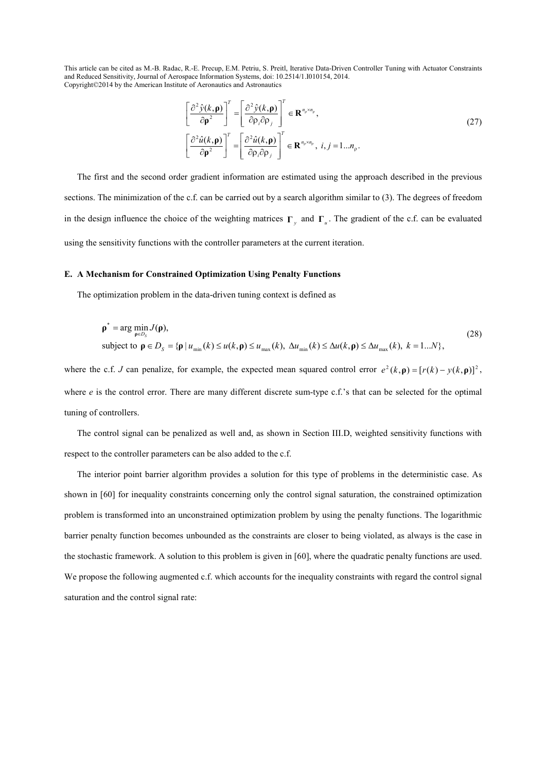$$
\left[\frac{\partial^2 \hat{y}(k,\boldsymbol{\rho})}{\partial \boldsymbol{\rho}^2}\right]^T = \left[\frac{\partial^2 \hat{y}(k,\boldsymbol{\rho})}{\partial \rho_i \partial \rho_j}\right]^T \in \mathbf{R}^{n_\rho \times n_\rho},
$$
$$
\left[\frac{\partial^2 \hat{u}(k,\boldsymbol{\rho})}{\partial \boldsymbol{\rho}^2}\right]^T = \left[\frac{\partial^2 \hat{u}(k,\boldsymbol{\rho})}{\partial \rho_i \partial \rho_j}\right]^T \in \mathbf{R}^{n_\rho \times n_\rho},\ i,j = 1...n_\rho. \tag{27}
$$

The first and the second order gradient information are estimated using the approach described in the previous sections. The minimization of the c.f. can be carried out by a search algorithm similar to (3). The degrees of freedom in the design influence the choice of the weighting matrices $\boldsymbol{\Gamma}_y$ and $\boldsymbol{\Gamma}_u$. The gradient of the c.f. can be evaluated using the sensitivity functions with the controller parameters at the current iteration.

### E. A Mechanism for Constrained Optimization Using Penalty Functions

The optimization problem in the data-driven tuning context is defined as

$$
\begin{aligned}
&\boldsymbol{\rho}^* = \arg \min_{\boldsymbol{\rho} \in D_S} J(\boldsymbol{\rho}), \\
&\text{subject to } \boldsymbol{\rho} \in D_S = \{\boldsymbol{\rho} \,|\, u_{\min}(k) \le u(k,\boldsymbol{\rho}) \le u_{\max}(k),\ \Delta u_{\min}(k) \le \Delta u(k,\boldsymbol{\rho}) \le \Delta u_{\max}(k),\ k = 1...N\},
\end{aligned} \tag{28}
$$

where the c.f. $J$ can penalize, for example, the expected mean squared control error $e^2(k,\boldsymbol{\rho}) = [r(k) - y(k,\boldsymbol{\rho})]^2$, where $e$ is the control error. There are many different discrete sum-type c.f.'s that can be selected for the optimal tuning of controllers.

The control signal can be penalized as well and, as shown in Section III.D, weighted sensitivity functions with respect to the controller parameters can be also added to the c.f.

The interior point barrier algorithm provides a solution for this type of problems in the deterministic case. As shown in [60] for inequality constraints concerning only the control signal saturation, the constrained optimization problem is transformed into an unconstrained optimization problem by using the penalty functions. The logarithmic barrier penalty function becomes unbounded as the constraints are closer to being violated, as always is the case in the stochastic framework. A solution to this problem is given in [60], where the quadratic penalty functions are used. We propose the following augmented c.f. which accounts for the inequality constraints with regard the control signal saturation and the control signal rate: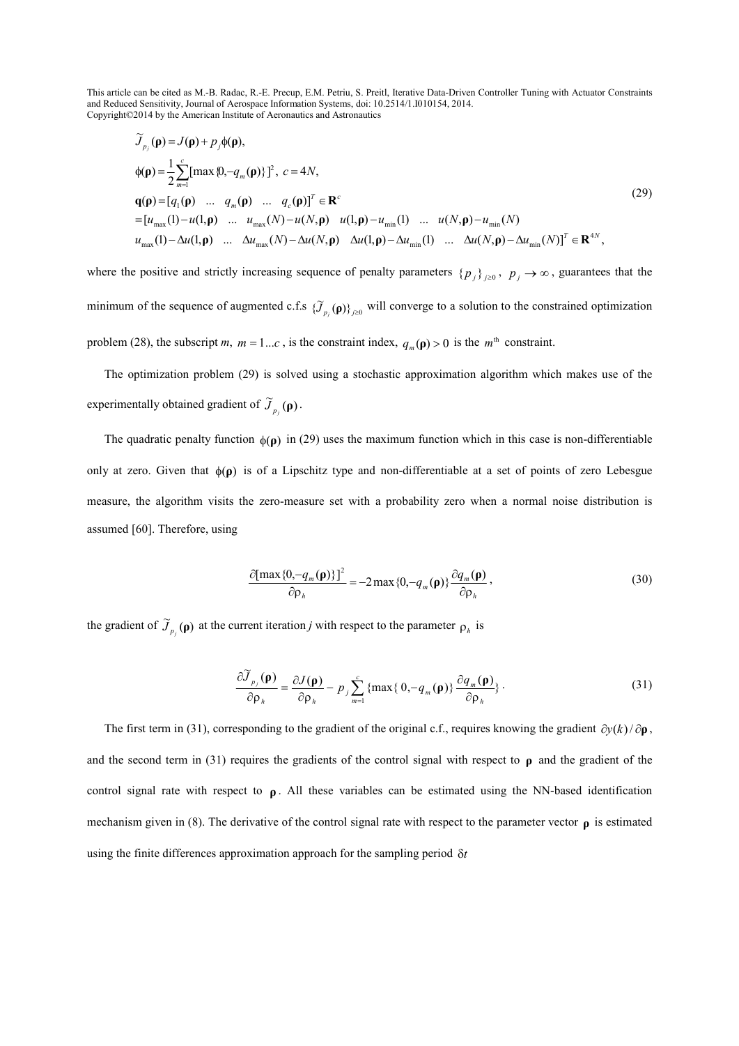$$
\begin{aligned}
&\widetilde{J}_{p_j}(\boldsymbol{\rho}) = J(\boldsymbol{\rho}) + p_j \phi(\boldsymbol{\rho}),\\
&\phi(\boldsymbol{\rho}) = \frac{1}{2}\sum_{m=1}^{c}[\max\{0, -q_m(\boldsymbol{\rho})\}]^2,\ c = 4N,\\
&\mathbf{q}(\boldsymbol{\rho}) = [q_1(\boldsymbol{\rho}) \ \ \ldots \ \ q_m(\boldsymbol{\rho}) \ \ \ldots \ \ q_c(\boldsymbol{\rho})]^T \in \mathbf{R}^c\\
&= [u_{\max}(1) - u(1,\boldsymbol{\rho}) \ \ \ldots \ \ u_{\max}(N) - u(N,\boldsymbol{\rho}) \ \ u(1,\boldsymbol{\rho}) - u_{\min}(1) \ \ \ldots \ \ u(N,\boldsymbol{\rho}) - u_{\min}(N)\\
&u_{\max}(1) - \Delta u(1,\boldsymbol{\rho}) \ \ \ldots \ \ \Delta u_{\max}(N) - \Delta u(N,\boldsymbol{\rho}) \ \ \Delta u(1,\boldsymbol{\rho}) - \Delta u_{\min}(1) \ \ \ldots \ \ \Delta u(N,\boldsymbol{\rho}) - \Delta u_{\min}(N)]^T \in \mathbf{R}^{4N},
\end{aligned}
\tag{29}
$$

where the positive and strictly increasing sequence of penalty parameters $\{p_j\}_{j\geq 0}$, $p_j \to \infty$, guarantees that the minimum of the sequence of augmented c.f.s $\{\widetilde{J}_{p_j}(\boldsymbol{\rho})\}_{j\geq 0}$ will converge to a solution to the constrained optimization problem (28), the subscript $m$, $m = 1 \ldots c$, is the constraint index, $q_m(\boldsymbol{\rho}) > 0$ is the $m^{\text{th}}$ constraint.

The optimization problem (29) is solved using a stochastic approximation algorithm which makes use of the experimentally obtained gradient of $\widetilde{J}_{p_j}(\boldsymbol{\rho})$.

The quadratic penalty function $\phi(\boldsymbol{\rho})$ in (29) uses the maximum function which in this case is non-differentiable only at zero. Given that $\phi(\boldsymbol{\rho})$ is of a Lipschitz type and non-differentiable at a set of points of zero Lebesgue measure, the algorithm visits the zero-measure set with a probability zero when a normal noise distribution is assumed [60]. Therefore, using

$$
\frac{\partial[\max\{0, -q_m(\boldsymbol{\rho})\}]^2}{\partial \rho_h} = -2\max\{0, -q_m(\boldsymbol{\rho})\}\frac{\partial q_m(\boldsymbol{\rho})}{\partial \rho_h},
\tag{30}
$$

the gradient of $\widetilde{J}_{p_j}(\boldsymbol{\rho})$ at the current iteration $j$ with respect to the parameter $\rho_h$ is

$$
\frac{\partial \widetilde{J}_{p_j}(\boldsymbol{\rho})}{\partial \rho_h} = \frac{\partial J(\boldsymbol{\rho})}{\partial \rho_h} - p_j \sum_{m=1}^{c}\{\max\{0, -q_m(\boldsymbol{\rho})\}\frac{\partial q_m(\boldsymbol{\rho})}{\partial \rho_h}\}.
\tag{31}
$$

The first term in (31), corresponding to the gradient of the original c.f., requires knowing the gradient $\partial y(k)/\partial \boldsymbol{\rho}$, and the second term in (31) requires the gradients of the control signal with respect to $\boldsymbol{\rho}$ and the gradient of the control signal rate with respect to $\boldsymbol{\rho}$. All these variables can be estimated using the NN-based identification mechanism given in (8). The derivative of the control signal rate with respect to the parameter vector $\boldsymbol{\rho}$ is estimated using the finite differences approximation approach for the sampling period $\delta t$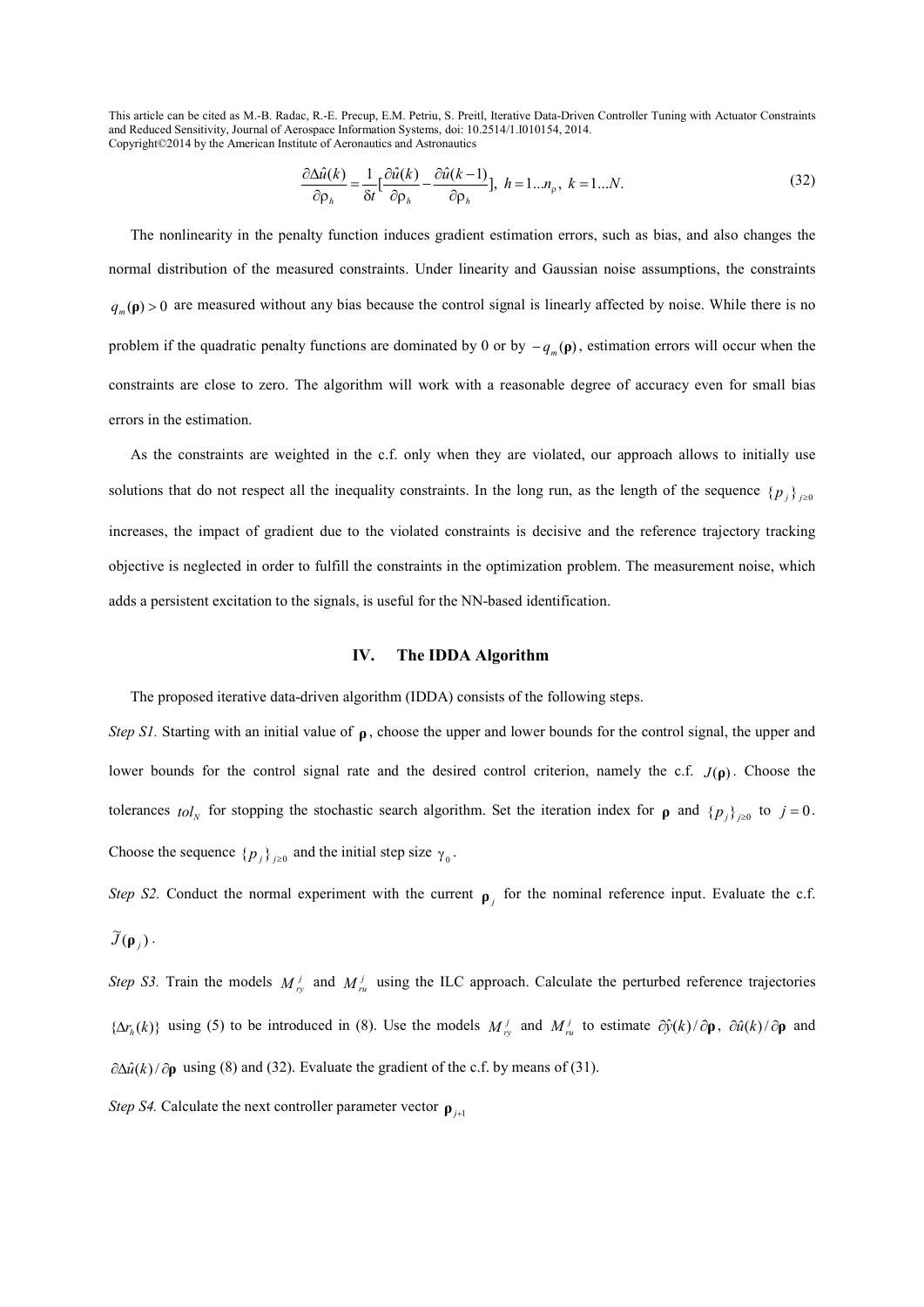$$\frac{\partial \Delta \hat{u}(k)}{\partial \rho_h} = \frac{1}{\delta t}\left[\frac{\partial \hat{u}(k)}{\partial \rho_h} - \frac{\partial \hat{u}(k-1)}{\partial \rho_h}\right],\ h = 1 \ldots n_\rho,\ k = 1 \ldots N. \tag{32}$$

The nonlinearity in the penalty function induces gradient estimation errors, such as bias, and also changes the normal distribution of the measured constraints. Under linearity and Gaussian noise assumptions, the constraints $q_m(\boldsymbol{\rho}) > 0$ are measured without any bias because the control signal is linearly affected by noise. While there is no problem if the quadratic penalty functions are dominated by 0 or by $-q_m(\boldsymbol{\rho})$, estimation errors will occur when the constraints are close to zero. The algorithm will work with a reasonable degree of accuracy even for small bias errors in the estimation.

As the constraints are weighted in the c.f. only when they are violated, our approach allows to initially use solutions that do not respect all the inequality constraints. In the long run, as the length of the sequence $\{p_j\}_{j \geq 0}$ increases, the impact of gradient due to the violated constraints is decisive and the reference trajectory tracking objective is neglected in order to fulfill the constraints in the optimization problem. The measurement noise, which adds a persistent excitation to the signals, is useful for the NN-based identification.

## IV. The IDDA Algorithm

The proposed iterative data-driven algorithm (IDDA) consists of the following steps.

*Step S1.* Starting with an initial value of $\boldsymbol{\rho}$, choose the upper and lower bounds for the control signal, the upper and lower bounds for the control signal rate and the desired control criterion, namely the c.f. $J(\boldsymbol{\rho})$. Choose the tolerances $tol_N$ for stopping the stochastic search algorithm. Set the iteration index for $\boldsymbol{\rho}$ and $\{p_j\}_{j \geq 0}$ to $j = 0$. Choose the sequence $\{p_j\}_{j \geq 0}$ and the initial step size $\gamma_0$.

*Step S2.* Conduct the normal experiment with the current $\boldsymbol{\rho}_j$ for the nominal reference input. Evaluate the c.f. $\widetilde{J}(\boldsymbol{\rho}_j)$.

*Step S3.* Train the models $M_{ry}^j$ and $M_{ru}^j$ using the ILC approach. Calculate the perturbed reference trajectories $\{\Delta r_h(k)\}$ using (5) to be introduced in (8). Use the models $M_{ry}^j$ and $M_{ru}^j$ to estimate $\partial \hat{y}(k)/\partial \boldsymbol{\rho}$, $\partial \hat{u}(k)/\partial \boldsymbol{\rho}$ and $\partial \Delta \hat{u}(k)/\partial \boldsymbol{\rho}$ using (8) and (32). Evaluate the gradient of the c.f. by means of (31).

*Step S4.* Calculate the next controller parameter vector $\boldsymbol{\rho}_{j+1}$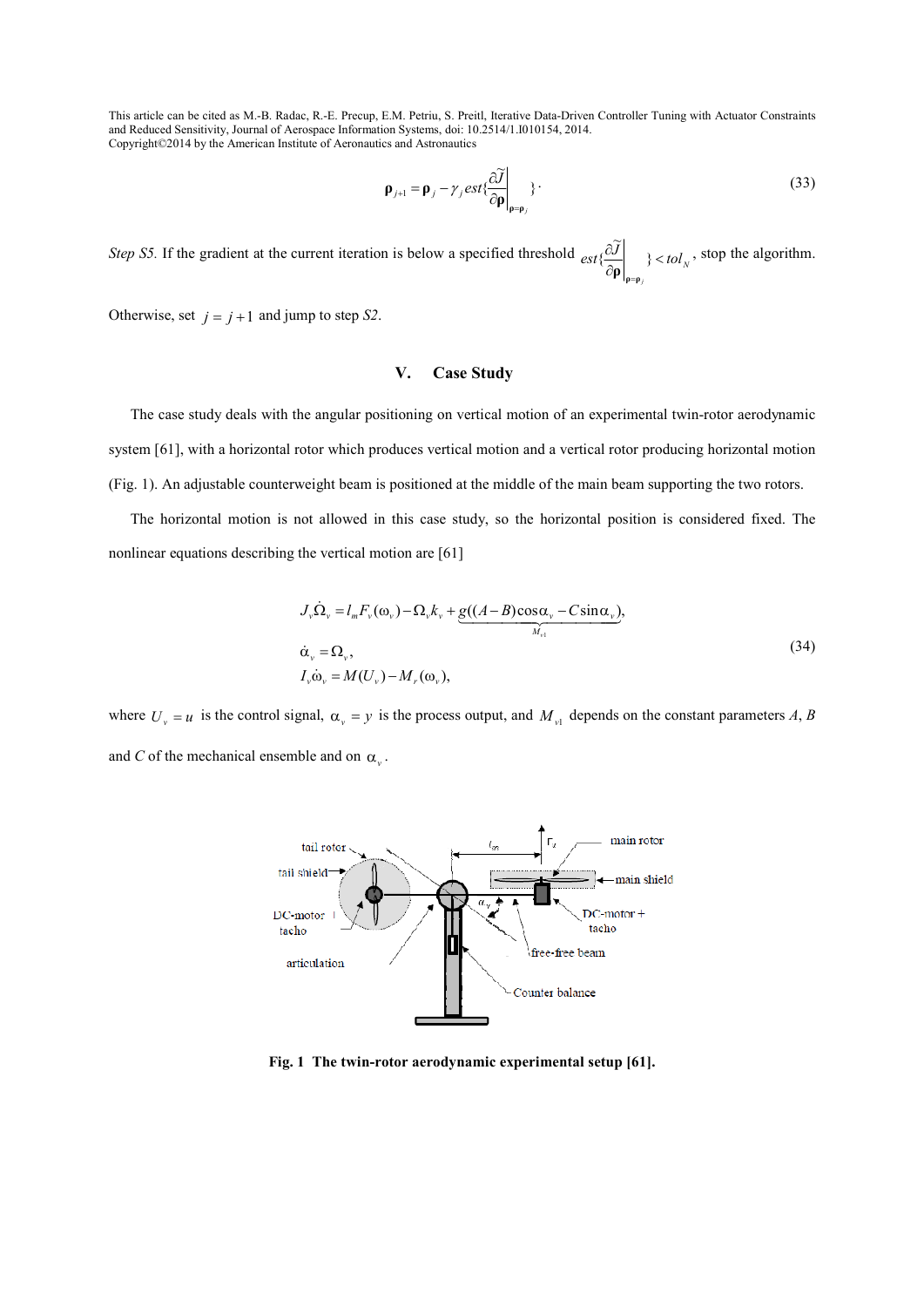$$\boldsymbol{\rho}_{j+1} = \boldsymbol{\rho}_j - \gamma_j est\{\frac{\partial \tilde{J}}{\partial \boldsymbol{\rho}}\Big|_{\boldsymbol{\rho}=\boldsymbol{\rho}_j}\}. \tag{33}$$

*Step S5.* If the gradient at the current iteration is below a specified threshold $est\{\frac{\partial \tilde{J}}{\partial \boldsymbol{\rho}}\Big|_{\boldsymbol{\rho}=\boldsymbol{\rho}_j}\} < tol_N$, stop the algorithm. Otherwise, set $j = j+1$ and jump to step *S2*.

## V. Case Study

The case study deals with the angular positioning on vertical motion of an experimental twin-rotor aerodynamic system [61], with a horizontal rotor which produces vertical motion and a vertical rotor producing horizontal motion (Fig. 1). An adjustable counterweight beam is positioned at the middle of the main beam supporting the two rotors.

The horizontal motion is not allowed in this case study, so the horizontal position is considered fixed. The nonlinear equations describing the vertical motion are [61]

$$\begin{aligned}
&J_v \dot{\Omega}_v = l_m F_v(\omega_v) - \Omega_v k_v + \underbrace{g((A-B)\cos\alpha_v - C\sin\alpha_v)}_{M_{v1}}, \\
&\dot{\alpha}_v = \Omega_v, \\
&I_v \dot{\omega}_v = M(U_v) - M_r(\omega_v),
\end{aligned} \tag{34}$$

where $U_v = u$ is the control signal, $\alpha_v = y$ is the process output, and $M_{v1}$ depends on the constant parameters *A*, *B* and *C* of the mechanical ensemble and on $\alpha_v$.

**Fig. 1 The twin-rotor aerodynamic experimental setup [61].**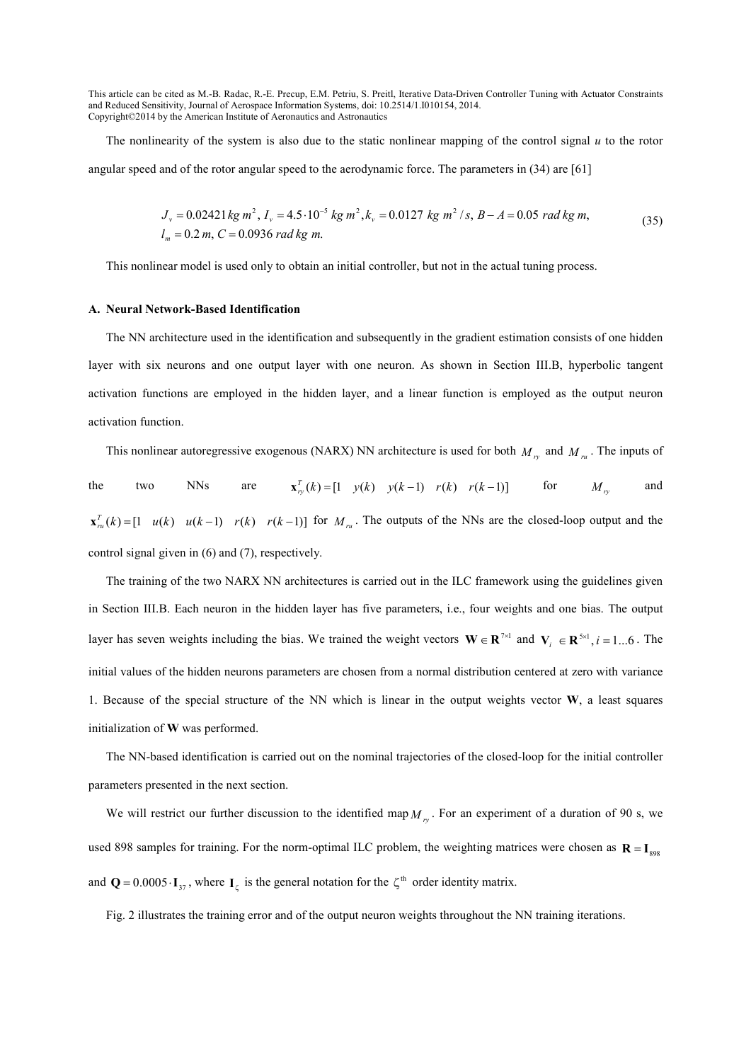The nonlinearity of the system is also due to the static nonlinear mapping of the control signal $u$ to the rotor angular speed and of the rotor angular speed to the aerodynamic force. The parameters in (34) are [61]

$$
\begin{aligned}
&J_v = 0.02421\, kg\, m^2,\ I_v = 4.5 \cdot 10^{-5}\ kg\, m^2, k_v = 0.0127\ kg\ m^2/s,\ B - A = 0.05\ rad\, kg\, m, \\
&l_m = 0.2\, m,\ C = 0.0936\ rad\, kg\ m.
\end{aligned}
\tag{35}
$$

This nonlinear model is used only to obtain an initial controller, but not in the actual tuning process.

### A. Neural Network-Based Identification

The NN architecture used in the identification and subsequently in the gradient estimation consists of one hidden layer with six neurons and one output layer with one neuron. As shown in Section III.B, hyperbolic tangent activation functions are employed in the hidden layer, and a linear function is employed as the output neuron activation function.

This nonlinear autoregressive exogenous (NARX) NN architecture is used for both $M_{ry}$ and $M_{ru}$. The inputs of the two NNs are $\mathbf{x}_{ry}^T(k) = [1 \quad y(k) \quad y(k-1) \quad r(k) \quad r(k-1)]$ for $M_{ry}$ and $\mathbf{x}_{ru}^T(k) = [1 \quad u(k) \quad u(k-1) \quad r(k) \quad r(k-1)]$ for $M_{ru}$. The outputs of the NNs are the closed-loop output and the control signal given in (6) and (7), respectively.

The training of the two NARX NN architectures is carried out in the ILC framework using the guidelines given in Section III.B. Each neuron in the hidden layer has five parameters, i.e., four weights and one bias. The output layer has seven weights including the bias. We trained the weight vectors $\mathbf{W} \in \mathbf{R}^{7\times 1}$ and $\mathbf{V}_i \in \mathbf{R}^{5\times 1}, i = 1...6$. The initial values of the hidden neurons parameters are chosen from a normal distribution centered at zero with variance 1. Because of the special structure of the NN which is linear in the output weights vector **W**, a least squares initialization of **W** was performed.

The NN-based identification is carried out on the nominal trajectories of the closed-loop for the initial controller parameters presented in the next section.

We will restrict our further discussion to the identified map $M_{ry}$. For an experiment of a duration of 90 s, we used 898 samples for training. For the norm-optimal ILC problem, the weighting matrices were chosen as $\mathbf{R} = \mathbf{I}_{898}$ and $\mathbf{Q} = 0.0005 \cdot \mathbf{I}_{37}$, where $\mathbf{I}_\zeta$ is the general notation for the $\zeta^{\text{th}}$ order identity matrix.

Fig. 2 illustrates the training error and of the output neuron weights throughout the NN training iterations.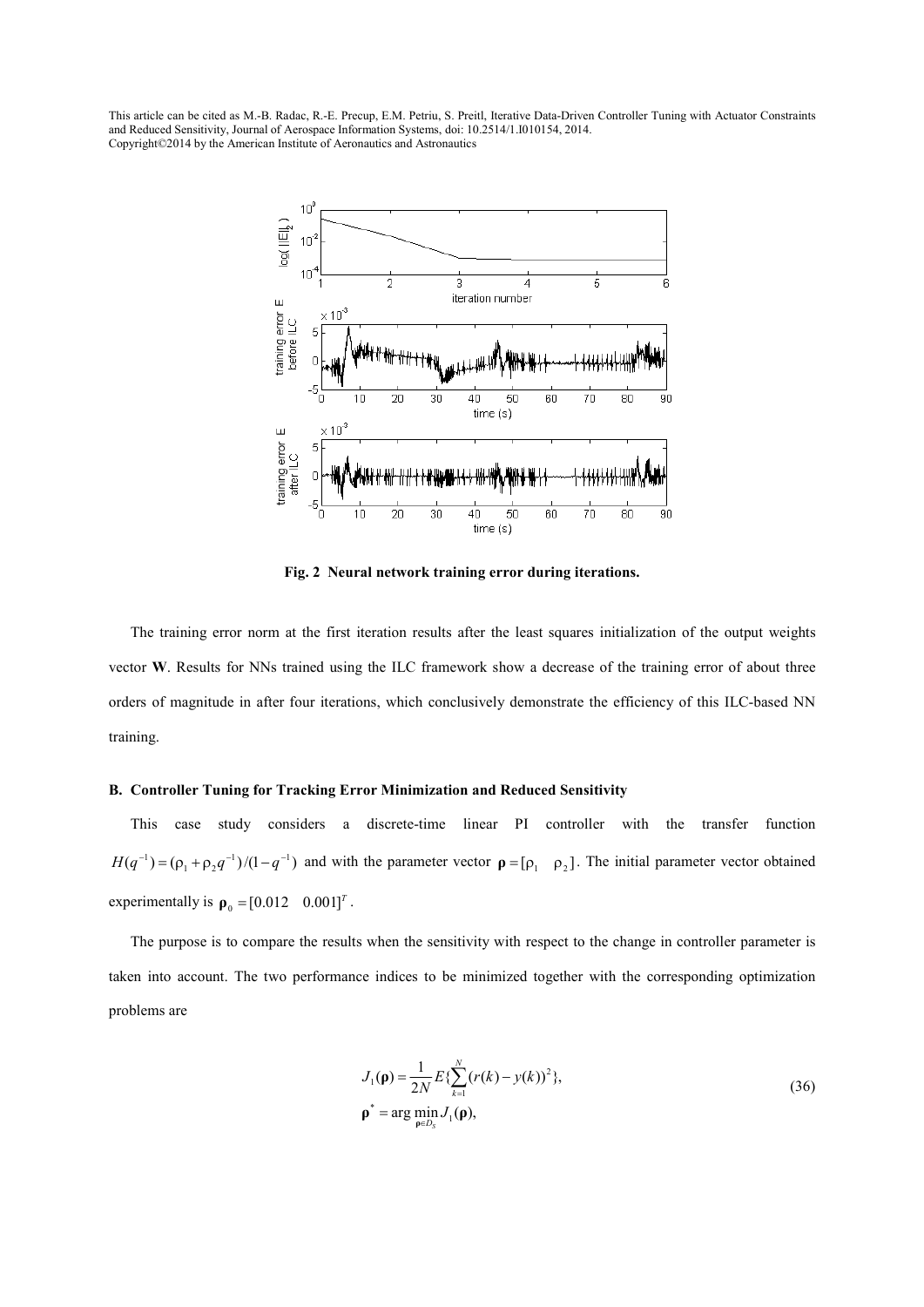Fig. 2 Neural network training error during iterations.

The training error norm at the first iteration results after the least squares initialization of the output weights vector **W**. Results for NNs trained using the ILC framework show a decrease of the training error of about three orders of magnitude in after four iterations, which conclusively demonstrate the efficiency of this ILC-based NN training.

### B. Controller Tuning for Tracking Error Minimization and Reduced Sensitivity

This case study considers a discrete-time linear PI controller with the transfer function $H(q^{-1}) = (\rho_1 + \rho_2 q^{-1})/(1-q^{-1})$ and with the parameter vector $\boldsymbol{\rho} = [\rho_1 \quad \rho_2]$. The initial parameter vector obtained experimentally is $\boldsymbol{\rho}_0 = [0.012 \quad 0.001]^T$.

The purpose is to compare the results when the sensitivity with respect to the change in controller parameter is taken into account. The two performance indices to be minimized together with the corresponding optimization problems are

$$
\begin{aligned}
&J_1(\boldsymbol{\rho}) = \frac{1}{2N} E\{\sum_{k=1}^{N} (r(k) - y(k))^2\}, \\
&\boldsymbol{\rho}^* = \arg\min_{\boldsymbol{\rho} \in D_S} J_1(\boldsymbol{\rho}),
\end{aligned}
\tag{36}
$$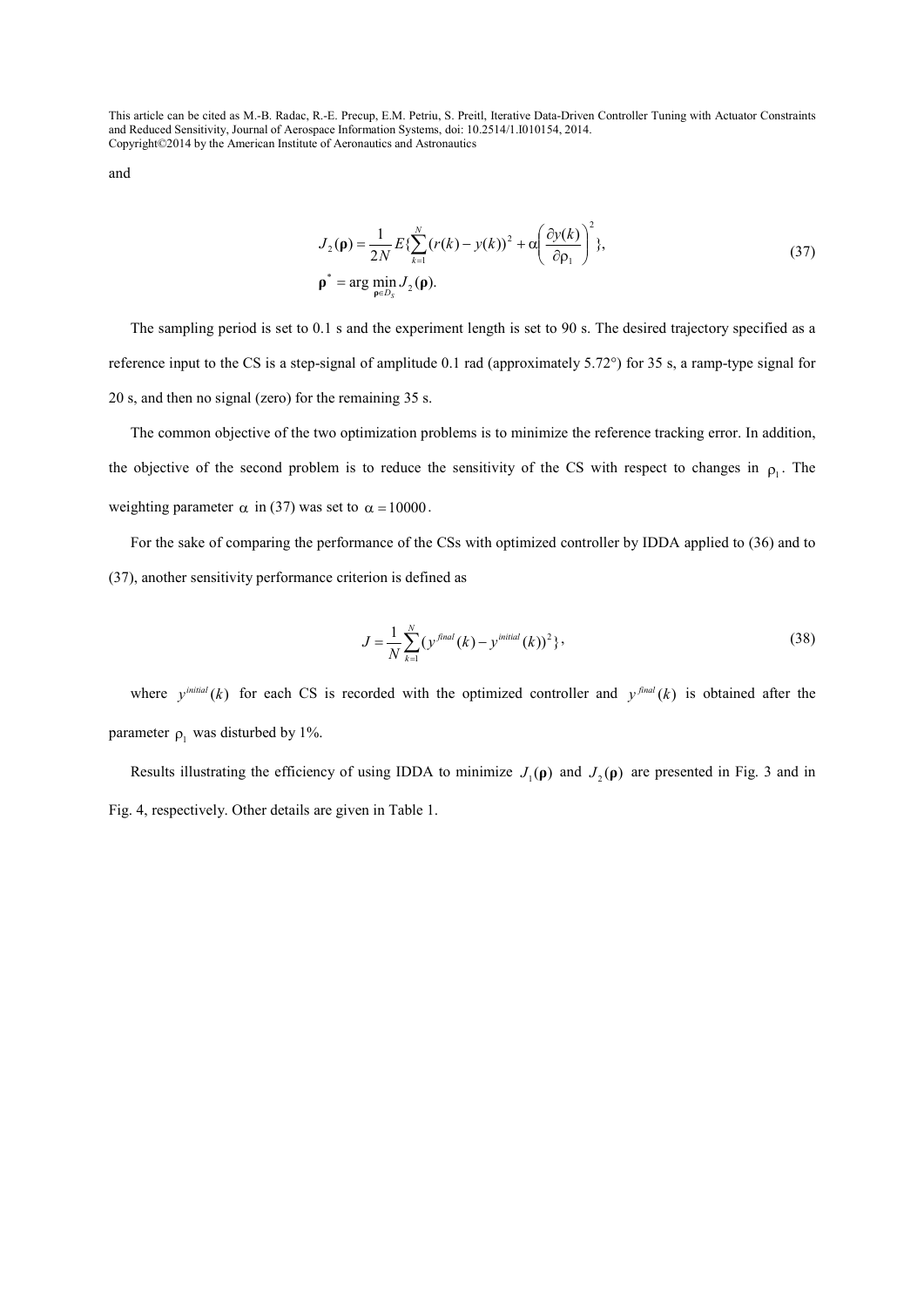and

$$J_2(\boldsymbol{\rho}) = \frac{1}{2N} E\{\sum_{k=1}^{N} (r(k) - y(k))^2 + \alpha \left( \frac{\partial y(k)}{\partial \rho_1} \right)^2 \},$$
$$\boldsymbol{\rho}^* = \arg \min_{\boldsymbol{\rho} \in D_S} J_2(\boldsymbol{\rho}). \tag{37}$$

The sampling period is set to 0.1 s and the experiment length is set to 90 s. The desired trajectory specified as a reference input to the CS is a step-signal of amplitude 0.1 rad (approximately 5.72°) for 35 s, a ramp-type signal for 20 s, and then no signal (zero) for the remaining 35 s.

The common objective of the two optimization problems is to minimize the reference tracking error. In addition, the objective of the second problem is to reduce the sensitivity of the CS with respect to changes in $\rho_1$. The weighting parameter $\alpha$ in (37) was set to $\alpha = 10000$.

For the sake of comparing the performance of the CSs with optimized controller by IDDA applied to (36) and to (37), another sensitivity performance criterion is defined as

$$J = \frac{1}{N} \sum_{k=1}^{N} (y^{final}(k) - y^{initial}(k))^2 \}, \tag{38}$$

where $y^{initial}(k)$ for each CS is recorded with the optimized controller and $y^{final}(k)$ is obtained after the parameter $\rho_1$ was disturbed by 1%.

Results illustrating the efficiency of using IDDA to minimize $J_1(\boldsymbol{\rho})$ and $J_2(\boldsymbol{\rho})$ are presented in Fig. 3 and in Fig. 4, respectively. Other details are given in Table 1.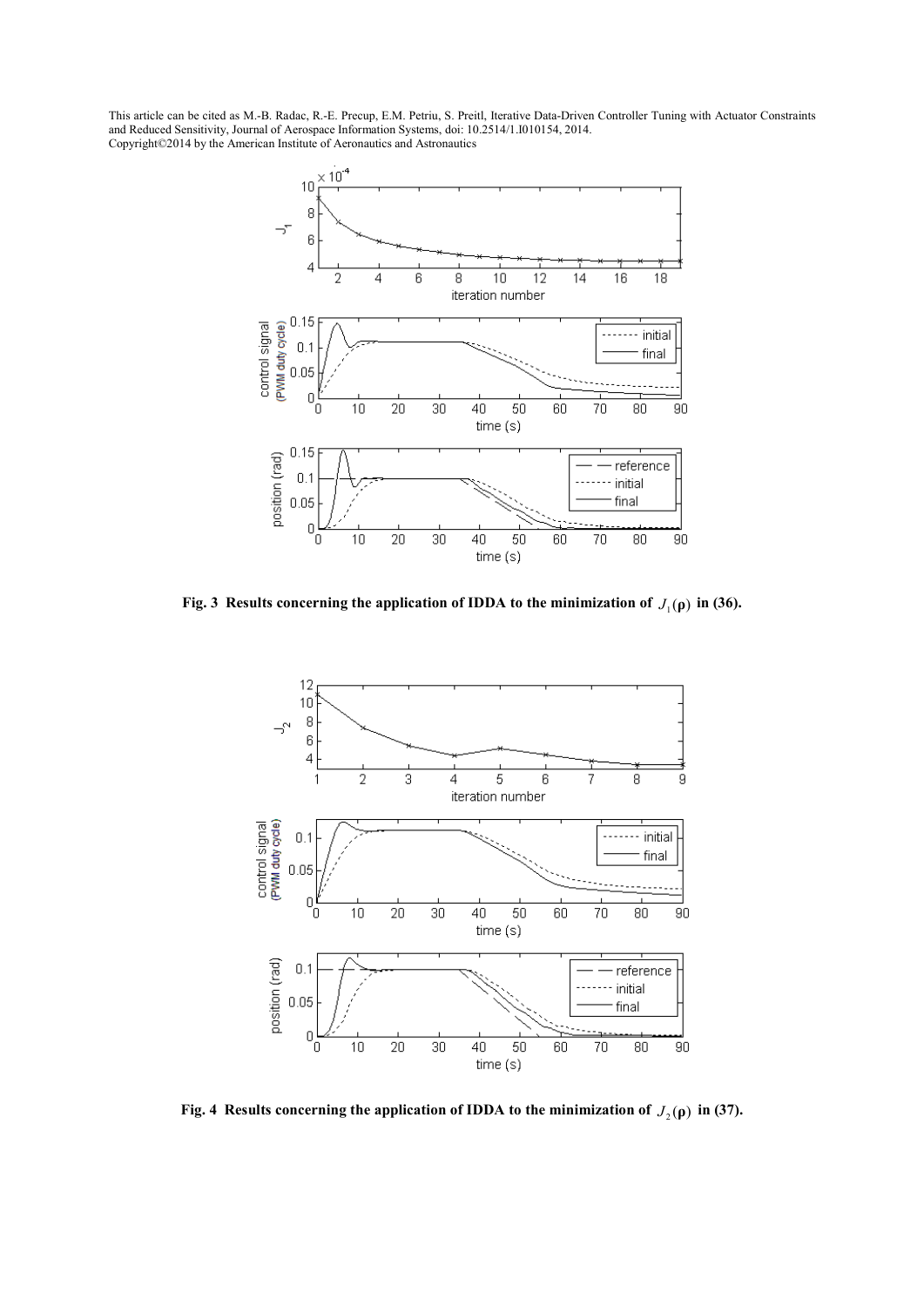Fig. 3 Results concerning the application of IDDA to the minimization of $J_1(\boldsymbol{\rho})$ in (36).

Fig. 4 Results concerning the application of IDDA to the minimization of $J_2(\boldsymbol{\rho})$ in (37).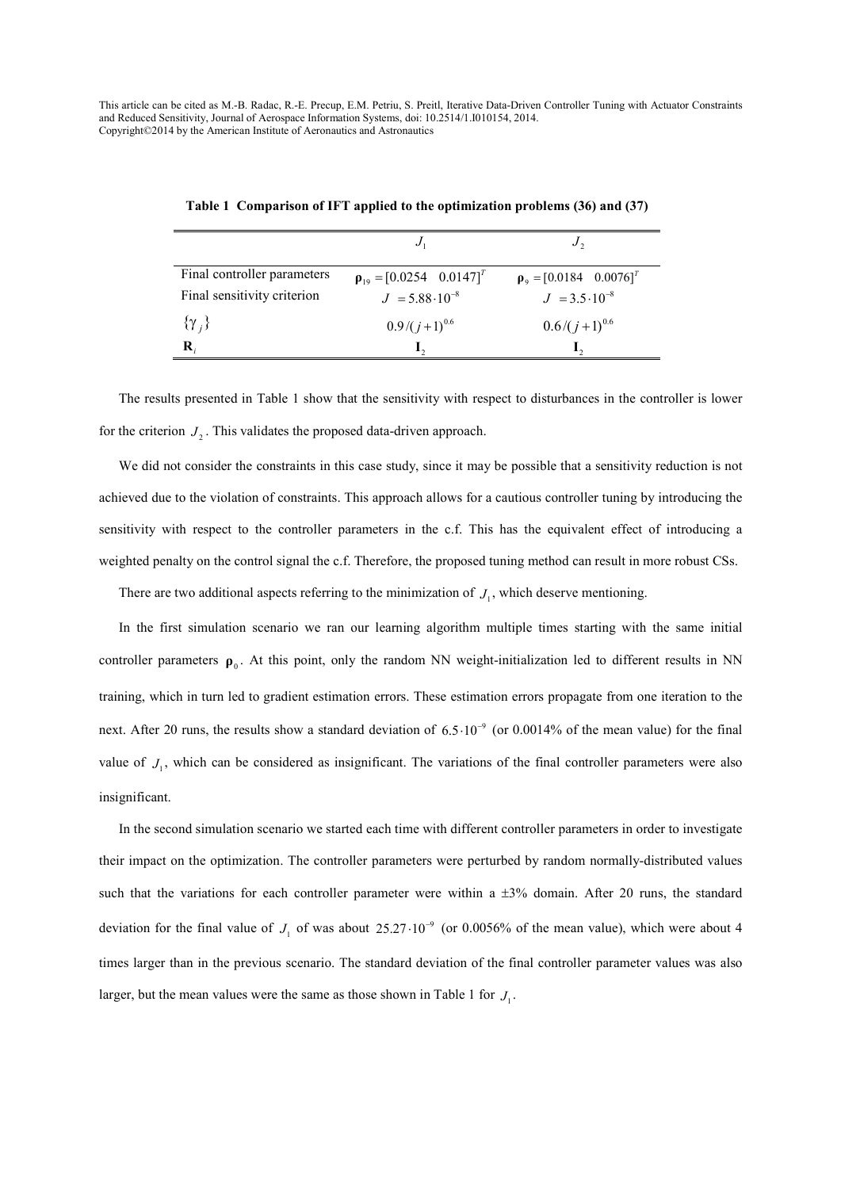**Table 1 Comparison of IFT applied to the optimization problems (36) and (37)**

| | $J_1$ | $J_2$ |
|---|---|---|
| Final controller parameters | $\boldsymbol{\rho}_{19} = [0.0254 \quad 0.0147]^T$ | $\boldsymbol{\rho}_9 = [0.0184 \quad 0.0076]^T$ |
| Final sensitivity criterion | $J = 5.88 \cdot 10^{-8}$ | $J = 3.5 \cdot 10^{-8}$ |
| $\{\gamma_j\}$ | $0.9/(j+1)^{0.6}$ | $0.6/(j+1)^{0.6}$ |
| $\mathbf{R}_i$ | $\mathbf{I}_2$ | $\mathbf{I}_2$ |

The results presented in Table 1 show that the sensitivity with respect to disturbances in the controller is lower for the criterion $J_2$. This validates the proposed data-driven approach.

We did not consider the constraints in this case study, since it may be possible that a sensitivity reduction is not achieved due to the violation of constraints. This approach allows for a cautious controller tuning by introducing the sensitivity with respect to the controller parameters in the c.f. This has the equivalent effect of introducing a weighted penalty on the control signal the c.f. Therefore, the proposed tuning method can result in more robust CSs.

There are two additional aspects referring to the minimization of $J_1$, which deserve mentioning.

In the first simulation scenario we ran our learning algorithm multiple times starting with the same initial controller parameters $\boldsymbol{\rho}_0$. At this point, only the random NN weight-initialization led to different results in NN training, which in turn led to gradient estimation errors. These estimation errors propagate from one iteration to the next. After 20 runs, the results show a standard deviation of $6.5 \cdot 10^{-9}$ (or 0.0014% of the mean value) for the final value of $J_1$, which can be considered as insignificant. The variations of the final controller parameters were also insignificant.

In the second simulation scenario we started each time with different controller parameters in order to investigate their impact on the optimization. The controller parameters were perturbed by random normally-distributed values such that the variations for each controller parameter were within a ±3% domain. After 20 runs, the standard deviation for the final value of $J_1$ of was about $25.27 \cdot 10^{-9}$ (or 0.0056% of the mean value), which were about 4 times larger than in the previous scenario. The standard deviation of the final controller parameter values was also larger, but the mean values were the same as those shown in Table 1 for $J_1$.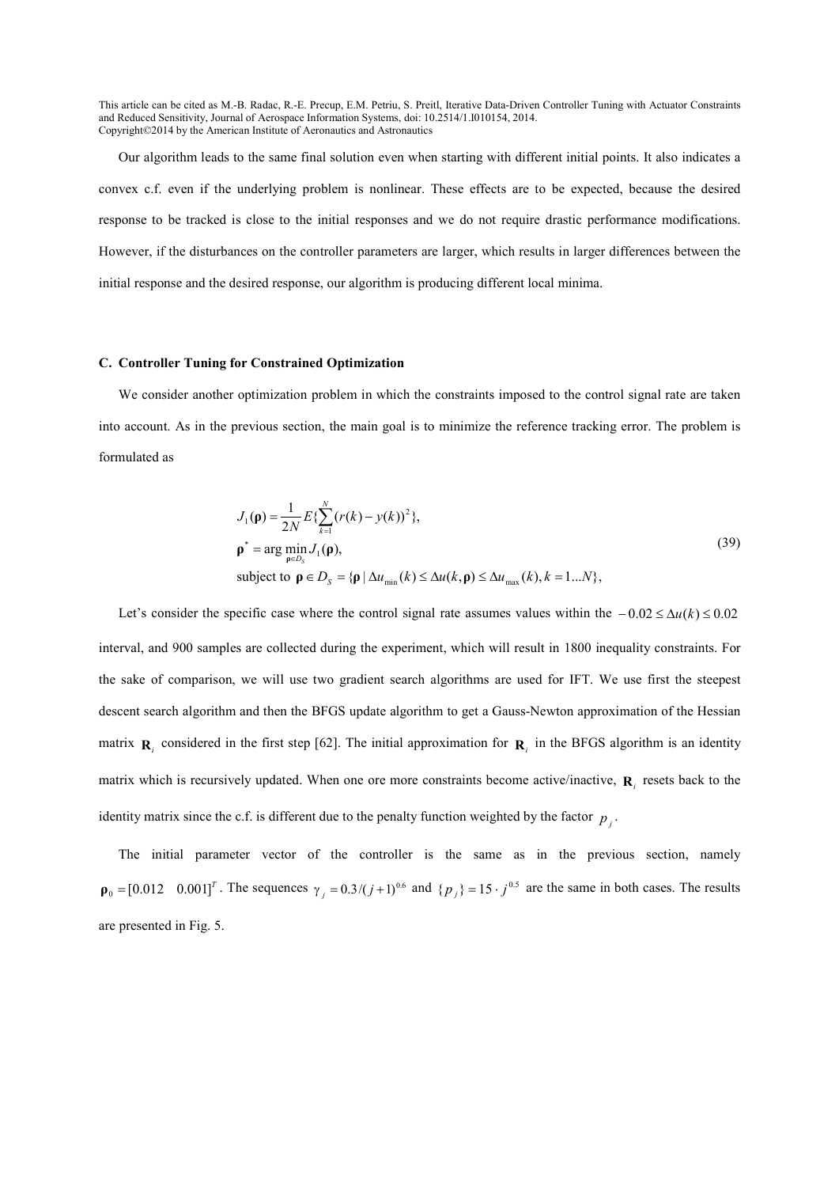Our algorithm leads to the same final solution even when starting with different initial points. It also indicates a convex c.f. even if the underlying problem is nonlinear. These effects are to be expected, because the desired response to be tracked is close to the initial responses and we do not require drastic performance modifications. However, if the disturbances on the controller parameters are larger, which results in larger differences between the initial response and the desired response, our algorithm is producing different local minima.

### C. Controller Tuning for Constrained Optimization

We consider another optimization problem in which the constraints imposed to the control signal rate are taken into account. As in the previous section, the main goal is to minimize the reference tracking error. The problem is formulated as

$$
\begin{aligned}
& J_1(\boldsymbol{\rho}) = \frac{1}{2N} E\{\sum_{k=1}^{N} (r(k) - y(k))^2\}, \\
& \boldsymbol{\rho}^* = \arg \min_{\boldsymbol{\rho} \in D_S} J_1(\boldsymbol{\rho}), \\
& \text{subject to } \boldsymbol{\rho} \in D_S = \{\boldsymbol{\rho} \mid \Delta u_{\min}(k) \leq \Delta u(k, \boldsymbol{\rho}) \leq \Delta u_{\max}(k), k = 1...N\},
\end{aligned}
\tag{39}
$$

Let's consider the specific case where the control signal rate assumes values within the $-0.02 \leq \Delta u(k) \leq 0.02$ interval, and 900 samples are collected during the experiment, which will result in 1800 inequality constraints. For the sake of comparison, we will use two gradient search algorithms are used for IFT. We use first the steepest descent search algorithm and then the BFGS update algorithm to get a Gauss-Newton approximation of the Hessian matrix $\mathbf{R}_i$ considered in the first step [62]. The initial approximation for $\mathbf{R}_i$ in the BFGS algorithm is an identity matrix which is recursively updated. When one ore more constraints become active/inactive, $\mathbf{R}_i$ resets back to the identity matrix since the c.f. is different due to the penalty function weighted by the factor $p_j$.

The initial parameter vector of the controller is the same as in the previous section, namely $\boldsymbol{\rho}_0 = [0.012 \quad 0.001]^T$. The sequences $\gamma_j = 0.3/(j+1)^{0.6}$ and $\{p_j\} = 15 \cdot j^{0.5}$ are the same in both cases. The results are presented in Fig. 5.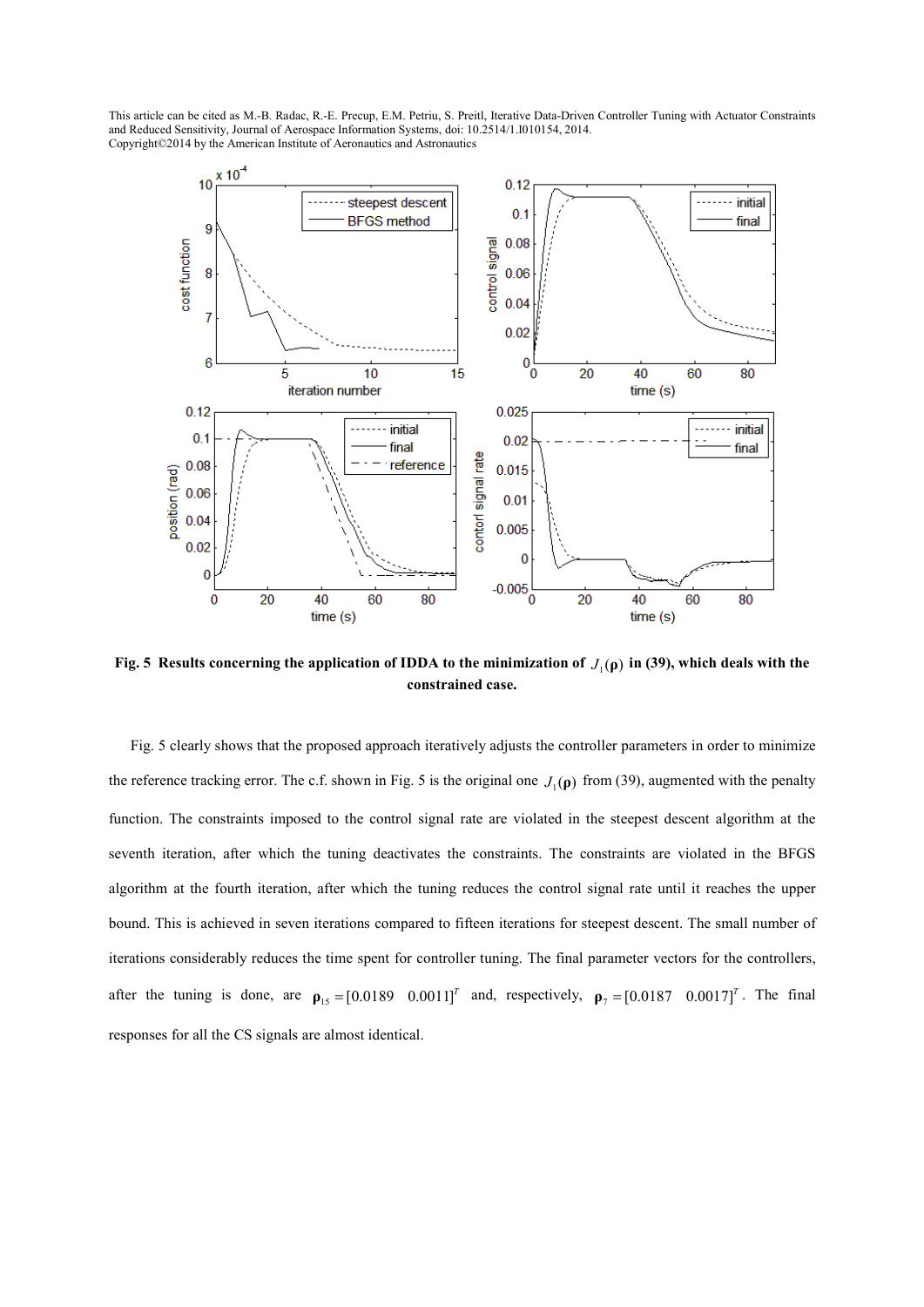**Fig. 5 Results concerning the application of IDDA to the minimization of $J_1(\boldsymbol{\rho})$ in (39), which deals with the constrained case.**

Fig. 5 clearly shows that the proposed approach iteratively adjusts the controller parameters in order to minimize the reference tracking error. The c.f. shown in Fig. 5 is the original one $J_1(\boldsymbol{\rho})$ from (39), augmented with the penalty function. The constraints imposed to the control signal rate are violated in the steepest descent algorithm at the seventh iteration, after which the tuning deactivates the constraints. The constraints are violated in the BFGS algorithm at the fourth iteration, after which the tuning reduces the control signal rate until it reaches the upper bound. This is achieved in seven iterations compared to fifteen iterations for steepest descent. The small number of iterations considerably reduces the time spent for controller tuning. The final parameter vectors for the controllers, after the tuning is done, are $\boldsymbol{\rho}_{15} = [0.0189 \quad 0.0011]^T$ and, respectively, $\boldsymbol{\rho}_7 = [0.0187 \quad 0.0017]^T$. The final responses for all the CS signals are almost identical.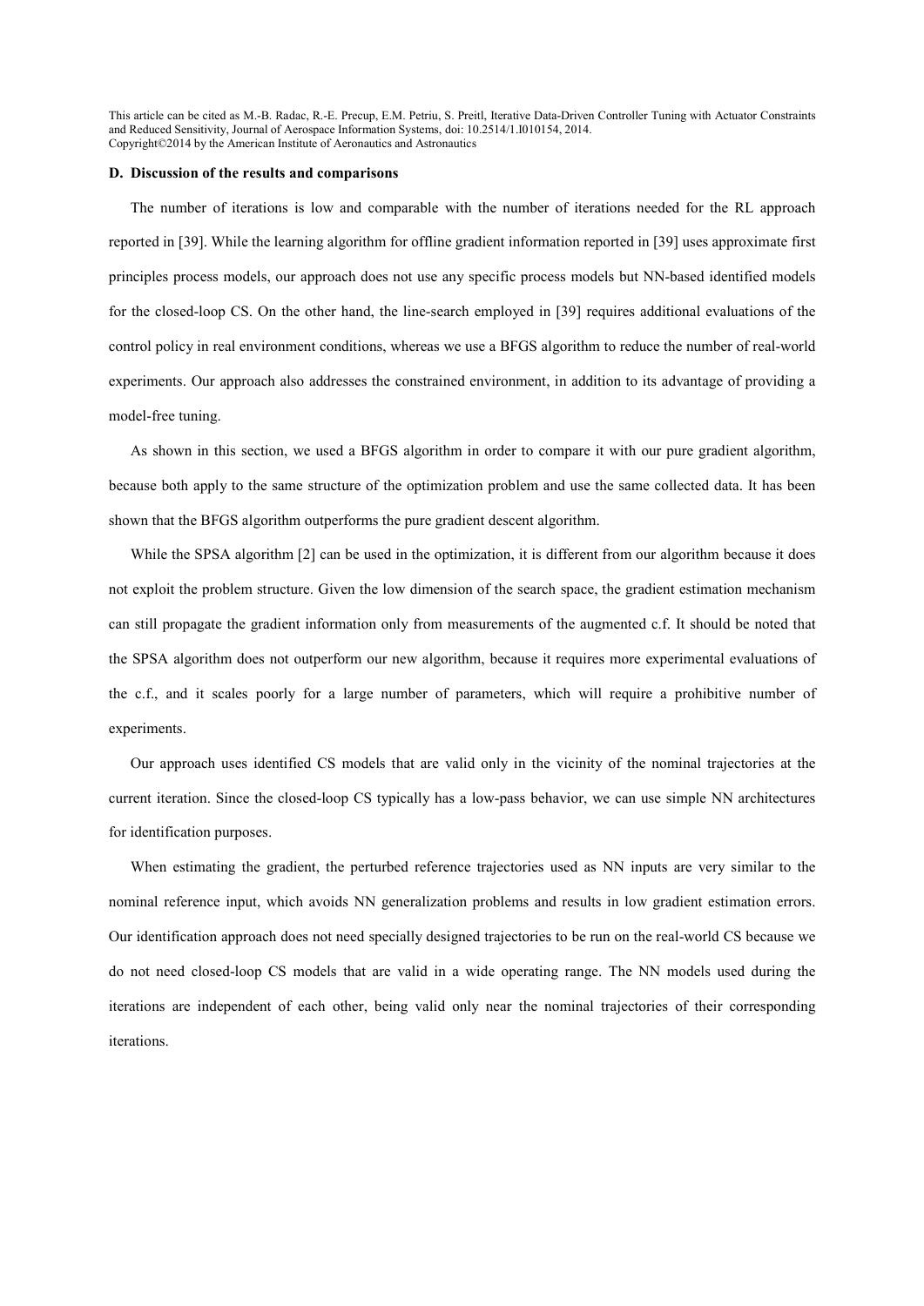### D. Discussion of the results and comparisons

The number of iterations is low and comparable with the number of iterations needed for the RL approach reported in [39]. While the learning algorithm for offline gradient information reported in [39] uses approximate first principles process models, our approach does not use any specific process models but NN-based identified models for the closed-loop CS. On the other hand, the line-search employed in [39] requires additional evaluations of the control policy in real environment conditions, whereas we use a BFGS algorithm to reduce the number of real-world experiments. Our approach also addresses the constrained environment, in addition to its advantage of providing a model-free tuning.

As shown in this section, we used a BFGS algorithm in order to compare it with our pure gradient algorithm, because both apply to the same structure of the optimization problem and use the same collected data. It has been shown that the BFGS algorithm outperforms the pure gradient descent algorithm.

While the SPSA algorithm [2] can be used in the optimization, it is different from our algorithm because it does not exploit the problem structure. Given the low dimension of the search space, the gradient estimation mechanism can still propagate the gradient information only from measurements of the augmented c.f. It should be noted that the SPSA algorithm does not outperform our new algorithm, because it requires more experimental evaluations of the c.f., and it scales poorly for a large number of parameters, which will require a prohibitive number of experiments.

Our approach uses identified CS models that are valid only in the vicinity of the nominal trajectories at the current iteration. Since the closed-loop CS typically has a low-pass behavior, we can use simple NN architectures for identification purposes.

When estimating the gradient, the perturbed reference trajectories used as NN inputs are very similar to the nominal reference input, which avoids NN generalization problems and results in low gradient estimation errors. Our identification approach does not need specially designed trajectories to be run on the real-world CS because we do not need closed-loop CS models that are valid in a wide operating range. The NN models used during the iterations are independent of each other, being valid only near the nominal trajectories of their corresponding iterations.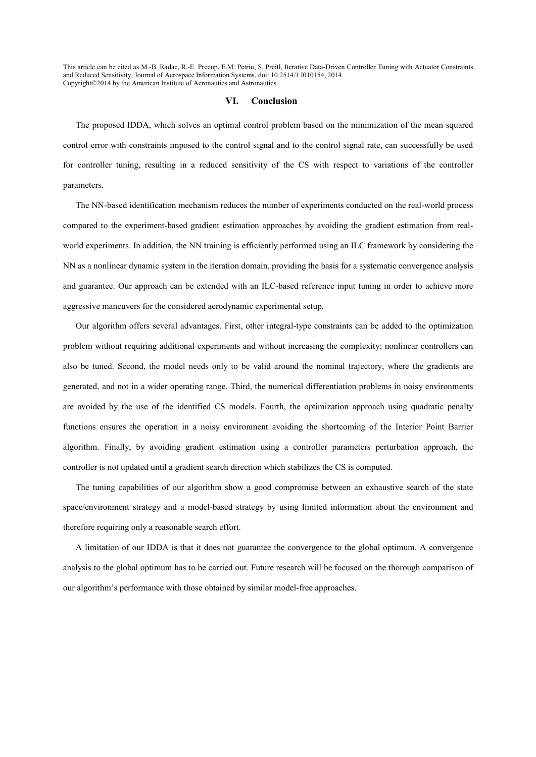## VI. Conclusion

The proposed IDDA, which solves an optimal control problem based on the minimization of the mean squared control error with constraints imposed to the control signal and to the control signal rate, can successfully be used for controller tuning, resulting in a reduced sensitivity of the CS with respect to variations of the controller parameters.

The NN-based identification mechanism reduces the number of experiments conducted on the real-world process compared to the experiment-based gradient estimation approaches by avoiding the gradient estimation from real-world experiments. In addition, the NN training is efficiently performed using an ILC framework by considering the NN as a nonlinear dynamic system in the iteration domain, providing the basis for a systematic convergence analysis and guarantee. Our approach can be extended with an ILC-based reference input tuning in order to achieve more aggressive maneuvers for the considered aerodynamic experimental setup.

Our algorithm offers several advantages. First, other integral-type constraints can be added to the optimization problem without requiring additional experiments and without increasing the complexity; nonlinear controllers can also be tuned. Second, the model needs only to be valid around the nominal trajectory, where the gradients are generated, and not in a wider operating range. Third, the numerical differentiation problems in noisy environments are avoided by the use of the identified CS models. Fourth, the optimization approach using quadratic penalty functions ensures the operation in a noisy environment avoiding the shortcoming of the Interior Point Barrier algorithm. Finally, by avoiding gradient estimation using a controller parameters perturbation approach, the controller is not updated until a gradient search direction which stabilizes the CS is computed.

The tuning capabilities of our algorithm show a good compromise between an exhaustive search of the state space/environment strategy and a model-based strategy by using limited information about the environment and therefore requiring only a reasonable search effort.

A limitation of our IDDA is that it does not guarantee the convergence to the global optimum. A convergence analysis to the global optimum has to be carried out. Future research will be focused on the thorough comparison of our algorithm's performance with those obtained by similar model-free approaches.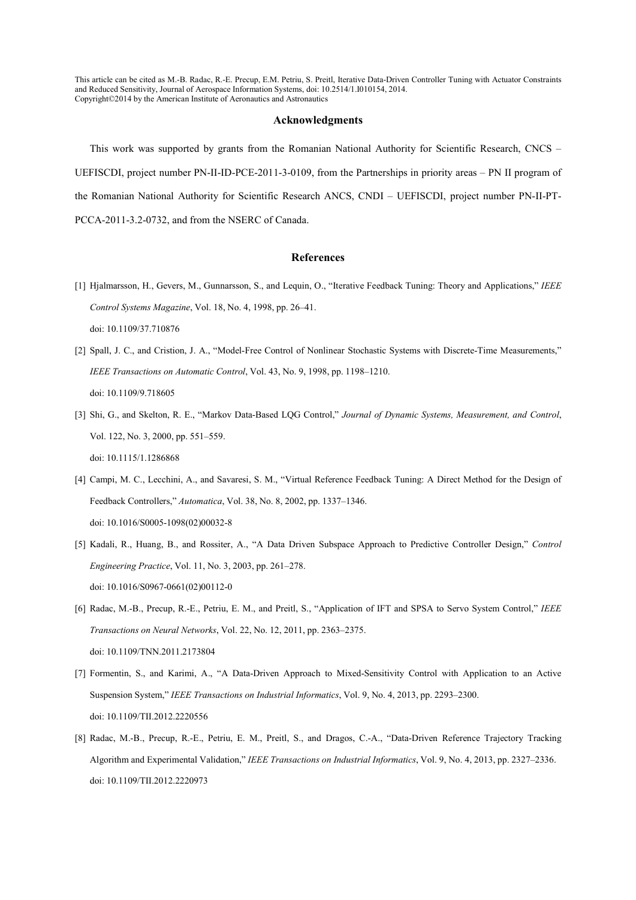## Acknowledgments

This work was supported by grants from the Romanian National Authority for Scientific Research, CNCS – UEFISCDI, project number PN-II-ID-PCE-2011-3-0109, from the Partnerships in priority areas – PN II program of the Romanian National Authority for Scientific Research ANCS, CNDI – UEFISCDI, project number PN-II-PT-PCCA-2011-3.2-0732, and from the NSERC of Canada.

## References

[1] Hjalmarsson, H., Gevers, M., Gunnarsson, S., and Lequin, O., "Iterative Feedback Tuning: Theory and Applications," *IEEE Control Systems Magazine*, Vol. 18, No. 4, 1998, pp. 26–41.
doi: 10.1109/37.710876

[2] Spall, J. C., and Cristion, J. A., "Model-Free Control of Nonlinear Stochastic Systems with Discrete-Time Measurements," *IEEE Transactions on Automatic Control*, Vol. 43, No. 9, 1998, pp. 1198–1210.
doi: 10.1109/9.718605

[3] Shi, G., and Skelton, R. E., "Markov Data-Based LQG Control," *Journal of Dynamic Systems, Measurement, and Control*, Vol. 122, No. 3, 2000, pp. 551–559.
doi: 10.1115/1.1286868

[4] Campi, M. C., Lecchini, A., and Savaresi, S. M., "Virtual Reference Feedback Tuning: A Direct Method for the Design of Feedback Controllers," *Automatica*, Vol. 38, No. 8, 2002, pp. 1337–1346.
doi: 10.1016/S0005-1098(02)00032-8

[5] Kadali, R., Huang, B., and Rossiter, A., "A Data Driven Subspace Approach to Predictive Controller Design," *Control Engineering Practice*, Vol. 11, No. 3, 2003, pp. 261–278.
doi: 10.1016/S0967-0661(02)00112-0

[6] Radac, M.-B., Precup, R.-E., Petriu, E. M., and Preitl, S., "Application of IFT and SPSA to Servo System Control," *IEEE Transactions on Neural Networks*, Vol. 22, No. 12, 2011, pp. 2363–2375.
doi: 10.1109/TNN.2011.2173804

[7] Formentin, S., and Karimi, A., "A Data-Driven Approach to Mixed-Sensitivity Control with Application to an Active Suspension System," *IEEE Transactions on Industrial Informatics*, Vol. 9, No. 4, 2013, pp. 2293–2300.
doi: 10.1109/TII.2012.2220556

[8] Radac, M.-B., Precup, R.-E., Petriu, E. M., Preitl, S., and Dragos, C.-A., "Data-Driven Reference Trajectory Tracking Algorithm and Experimental Validation," *IEEE Transactions on Industrial Informatics*, Vol. 9, No. 4, 2013, pp. 2327–2336.
doi: 10.1109/TII.2012.2220973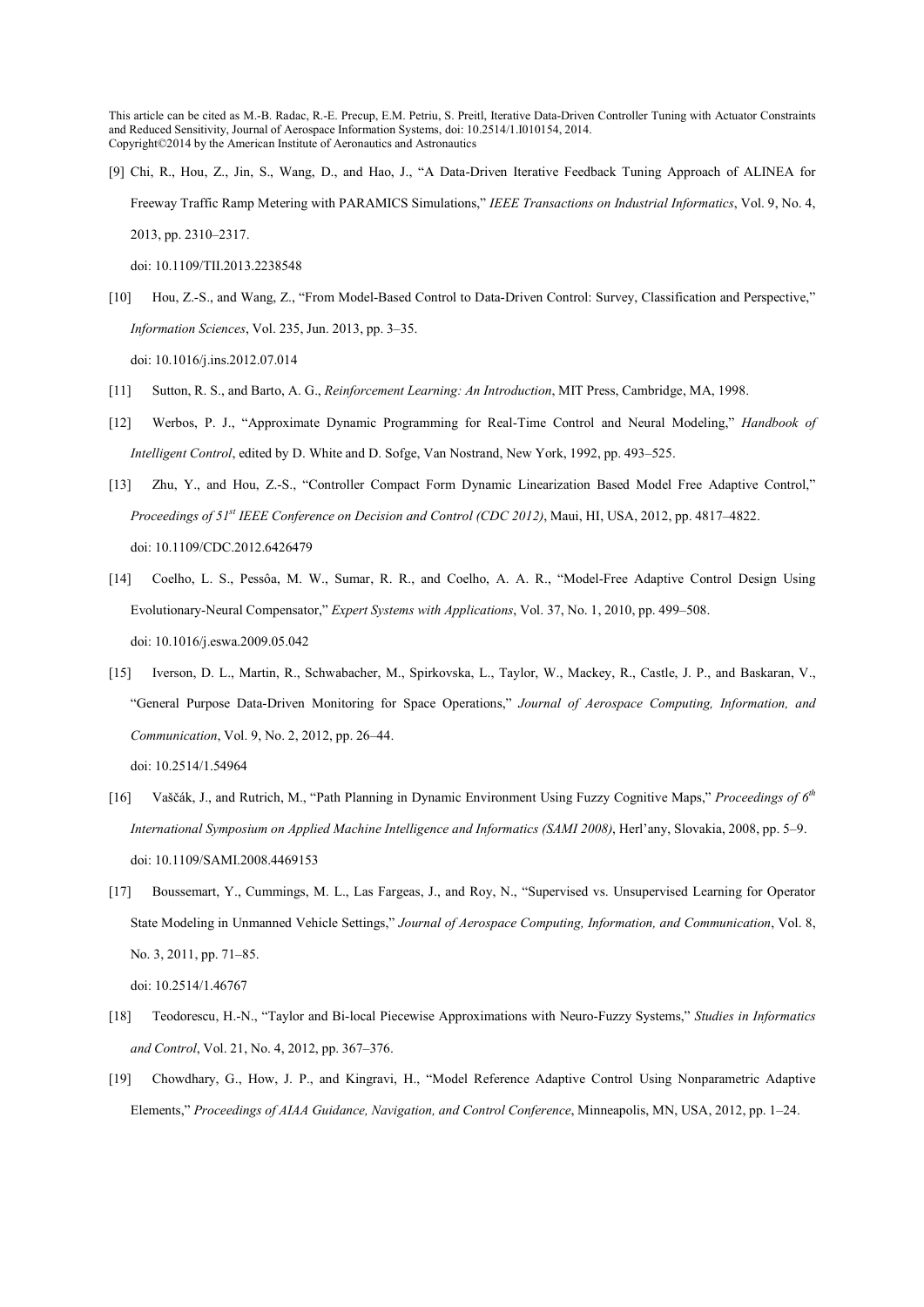[9] Chi, R., Hou, Z., Jin, S., Wang, D., and Hao, J., "A Data-Driven Iterative Feedback Tuning Approach of ALINEA for Freeway Traffic Ramp Metering with PARAMICS Simulations," *IEEE Transactions on Industrial Informatics*, Vol. 9, No. 4, 2013, pp. 2310–2317.
doi: 10.1109/TII.2013.2238548

[10] Hou, Z.-S., and Wang, Z., "From Model-Based Control to Data-Driven Control: Survey, Classification and Perspective," *Information Sciences*, Vol. 235, Jun. 2013, pp. 3–35.
doi: 10.1016/j.ins.2012.07.014

[11] Sutton, R. S., and Barto, A. G., *Reinforcement Learning: An Introduction*, MIT Press, Cambridge, MA, 1998.

[12] Werbos, P. J., "Approximate Dynamic Programming for Real-Time Control and Neural Modeling," *Handbook of Intelligent Control*, edited by D. White and D. Sofge, Van Nostrand, New York, 1992, pp. 493–525.

[13] Zhu, Y., and Hou, Z.-S., "Controller Compact Form Dynamic Linearization Based Model Free Adaptive Control," *Proceedings of 51st IEEE Conference on Decision and Control (CDC 2012)*, Maui, HI, USA, 2012, pp. 4817–4822.
doi: 10.1109/CDC.2012.6426479

[14] Coelho, L. S., Pessôa, M. W., Sumar, R. R., and Coelho, A. A. R., "Model-Free Adaptive Control Design Using Evolutionary-Neural Compensator," *Expert Systems with Applications*, Vol. 37, No. 1, 2010, pp. 499–508.
doi: 10.1016/j.eswa.2009.05.042

[15] Iverson, D. L., Martin, R., Schwabacher, M., Spirkovska, L., Taylor, W., Mackey, R., Castle, J. P., and Baskaran, V., "General Purpose Data-Driven Monitoring for Space Operations," *Journal of Aerospace Computing, Information, and Communication*, Vol. 9, No. 2, 2012, pp. 26–44.
doi: 10.2514/1.54964

[16] Vaščák, J., and Rutrich, M., "Path Planning in Dynamic Environment Using Fuzzy Cognitive Maps," *Proceedings of 6th International Symposium on Applied Machine Intelligence and Informatics (SAMI 2008)*, Herl'any, Slovakia, 2008, pp. 5–9.
doi: 10.1109/SAMI.2008.4469153

[17] Boussemart, Y., Cummings, M. L., Las Fargeas, J., and Roy, N., "Supervised vs. Unsupervised Learning for Operator State Modeling in Unmanned Vehicle Settings," *Journal of Aerospace Computing, Information, and Communication*, Vol. 8, No. 3, 2011, pp. 71–85.
doi: 10.2514/1.46767

[18] Teodorescu, H.-N., "Taylor and Bi-local Piecewise Approximations with Neuro-Fuzzy Systems," *Studies in Informatics and Control*, Vol. 21, No. 4, 2012, pp. 367–376.

[19] Chowdhary, G., How, J. P., and Kingravi, H., "Model Reference Adaptive Control Using Nonparametric Adaptive Elements," *Proceedings of AIAA Guidance, Navigation, and Control Conference*, Minneapolis, MN, USA, 2012, pp. 1–24.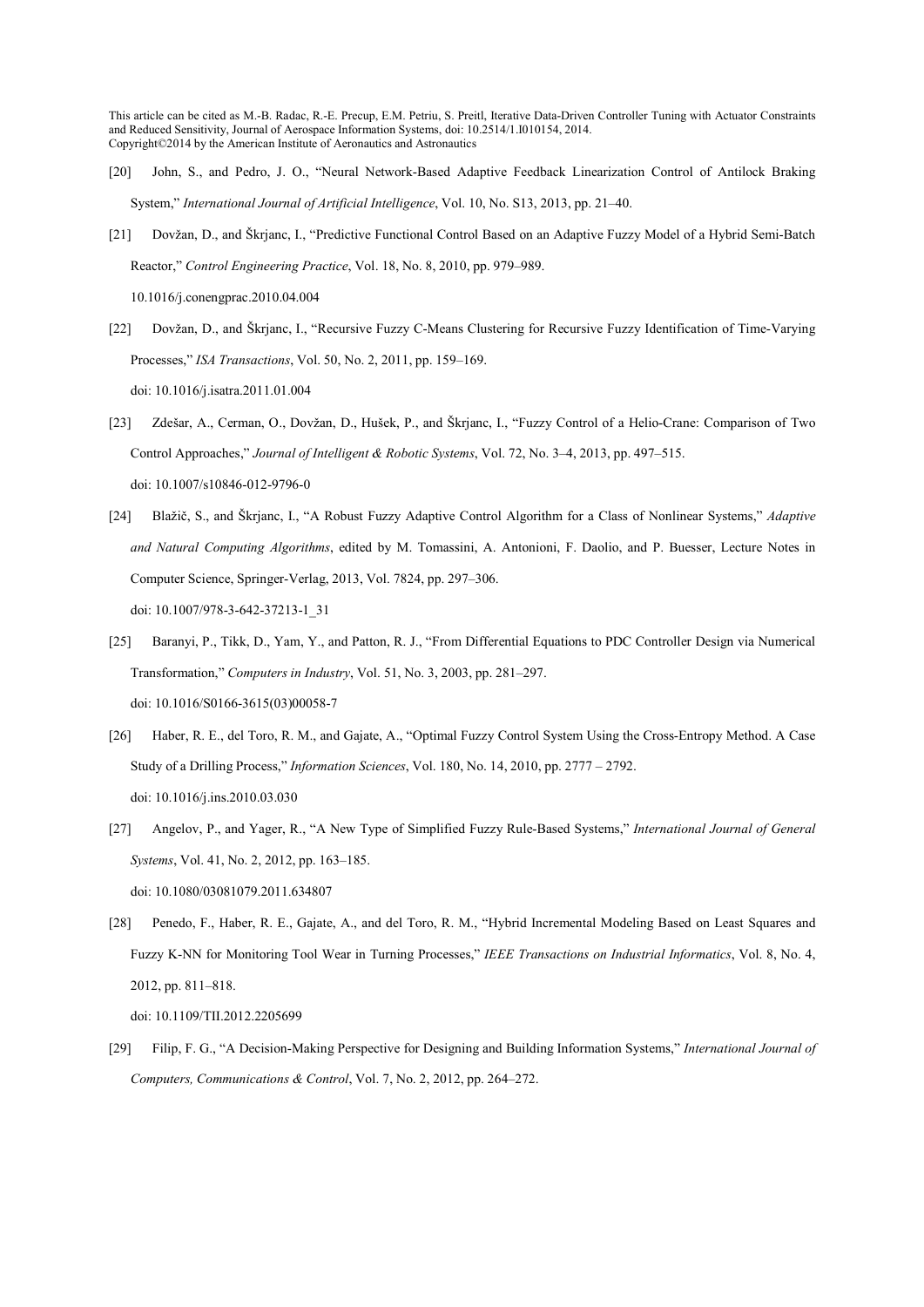[20] John, S., and Pedro, J. O., "Neural Network-Based Adaptive Feedback Linearization Control of Antilock Braking System," *International Journal of Artificial Intelligence*, Vol. 10, No. S13, 2013, pp. 21–40.

[21] Dovžan, D., and Škrjanc, I., "Predictive Functional Control Based on an Adaptive Fuzzy Model of a Hybrid Semi-Batch Reactor," *Control Engineering Practice*, Vol. 18, No. 8, 2010, pp. 979–989.
10.1016/j.conengprac.2010.04.004

[22] Dovžan, D., and Škrjanc, I., "Recursive Fuzzy C-Means Clustering for Recursive Fuzzy Identification of Time-Varying Processes," *ISA Transactions*, Vol. 50, No. 2, 2011, pp. 159–169.
doi: 10.1016/j.isatra.2011.01.004

[23] Zdešar, A., Cerman, O., Dovžan, D., Hušek, P., and Škrjanc, I., "Fuzzy Control of a Helio-Crane: Comparison of Two Control Approaches," *Journal of Intelligent & Robotic Systems*, Vol. 72, No. 3–4, 2013, pp. 497–515.
doi: 10.1007/s10846-012-9796-0

[24] Blažič, S., and Škrjanc, I., "A Robust Fuzzy Adaptive Control Algorithm for a Class of Nonlinear Systems," *Adaptive and Natural Computing Algorithms*, edited by M. Tomassini, A. Antonioni, F. Daolio, and P. Buesser, Lecture Notes in Computer Science, Springer-Verlag, 2013, Vol. 7824, pp. 297–306.
doi: 10.1007/978-3-642-37213-1_31

[25] Baranyi, P., Tikk, D., Yam, Y., and Patton, R. J., "From Differential Equations to PDC Controller Design via Numerical Transformation," *Computers in Industry*, Vol. 51, No. 3, 2003, pp. 281–297.
doi: 10.1016/S0166-3615(03)00058-7

[26] Haber, R. E., del Toro, R. M., and Gajate, A., "Optimal Fuzzy Control System Using the Cross-Entropy Method. A Case Study of a Drilling Process," *Information Sciences*, Vol. 180, No. 14, 2010, pp. 2777 – 2792.
doi: 10.1016/j.ins.2010.03.030

[27] Angelov, P., and Yager, R., "A New Type of Simplified Fuzzy Rule-Based Systems," *International Journal of General Systems*, Vol. 41, No. 2, 2012, pp. 163–185.
doi: 10.1080/03081079.2011.634807

[28] Penedo, F., Haber, R. E., Gajate, A., and del Toro, R. M., "Hybrid Incremental Modeling Based on Least Squares and Fuzzy K-NN for Monitoring Tool Wear in Turning Processes," *IEEE Transactions on Industrial Informatics*, Vol. 8, No. 4, 2012, pp. 811–818.
doi: 10.1109/TII.2012.2205699

[29] Filip, F. G., "A Decision-Making Perspective for Designing and Building Information Systems," *International Journal of Computers, Communications & Control*, Vol. 7, No. 2, 2012, pp. 264–272.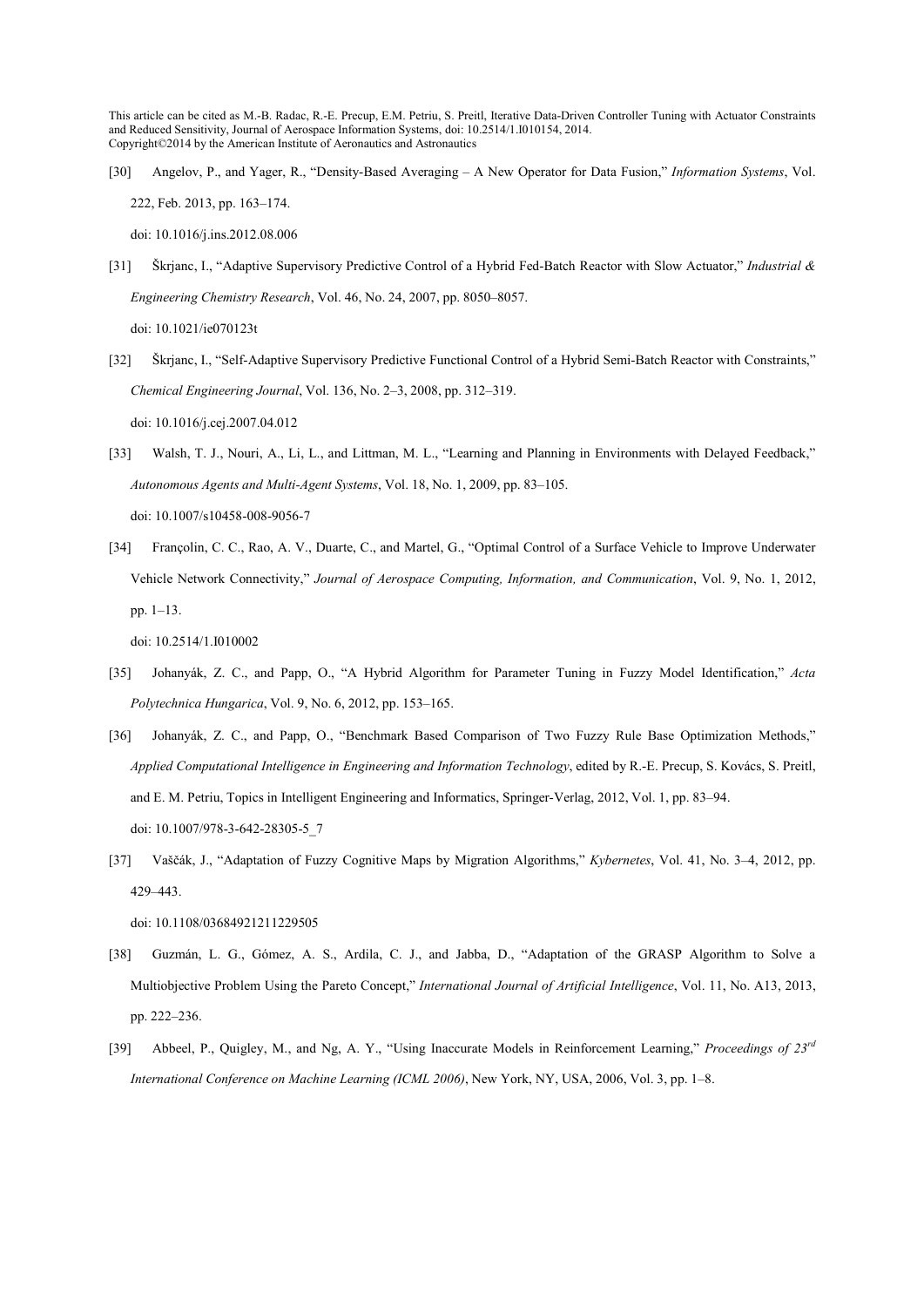[30] Angelov, P., and Yager, R., "Density-Based Averaging – A New Operator for Data Fusion," *Information Systems*, Vol. 222, Feb. 2013, pp. 163–174.

doi: 10.1016/j.ins.2012.08.006

[31] Škrjanc, I., "Adaptive Supervisory Predictive Control of a Hybrid Fed-Batch Reactor with Slow Actuator," *Industrial & Engineering Chemistry Research*, Vol. 46, No. 24, 2007, pp. 8050–8057.

doi: 10.1021/ie070123t

[32] Škrjanc, I., "Self-Adaptive Supervisory Predictive Functional Control of a Hybrid Semi-Batch Reactor with Constraints," *Chemical Engineering Journal*, Vol. 136, No. 2–3, 2008, pp. 312–319.

doi: 10.1016/j.cej.2007.04.012

[33] Walsh, T. J., Nouri, A., Li, L., and Littman, M. L., "Learning and Planning in Environments with Delayed Feedback," *Autonomous Agents and Multi-Agent Systems*, Vol. 18, No. 1, 2009, pp. 83–105.

doi: 10.1007/s10458-008-9056-7

[34] Françolin, C. C., Rao, A. V., Duarte, C., and Martel, G., "Optimal Control of a Surface Vehicle to Improve Underwater Vehicle Network Connectivity," *Journal of Aerospace Computing, Information, and Communication*, Vol. 9, No. 1, 2012, pp. 1–13.

doi: 10.2514/1.I010002

[35] Johanyák, Z. C., and Papp, O., "A Hybrid Algorithm for Parameter Tuning in Fuzzy Model Identification," *Acta Polytechnica Hungarica*, Vol. 9, No. 6, 2012, pp. 153–165.

[36] Johanyák, Z. C., and Papp, O., "Benchmark Based Comparison of Two Fuzzy Rule Base Optimization Methods," *Applied Computational Intelligence in Engineering and Information Technology*, edited by R.-E. Precup, S. Kovács, S. Preitl, and E. M. Petriu, Topics in Intelligent Engineering and Informatics, Springer-Verlag, 2012, Vol. 1, pp. 83–94.

doi: 10.1007/978-3-642-28305-5_7

[37] Vaščák, J., "Adaptation of Fuzzy Cognitive Maps by Migration Algorithms," *Kybernetes*, Vol. 41, No. 3–4, 2012, pp. 429–443.

doi: 10.1108/03684921211229505

[38] Guzmán, L. G., Gómez, A. S., Ardila, C. J., and Jabba, D., "Adaptation of the GRASP Algorithm to Solve a Multiobjective Problem Using the Pareto Concept," *International Journal of Artificial Intelligence*, Vol. 11, No. A13, 2013, pp. 222–236.

[39] Abbeel, P., Quigley, M., and Ng, A. Y., "Using Inaccurate Models in Reinforcement Learning," *Proceedings of 23rd International Conference on Machine Learning (ICML 2006)*, New York, NY, USA, 2006, Vol. 3, pp. 1–8.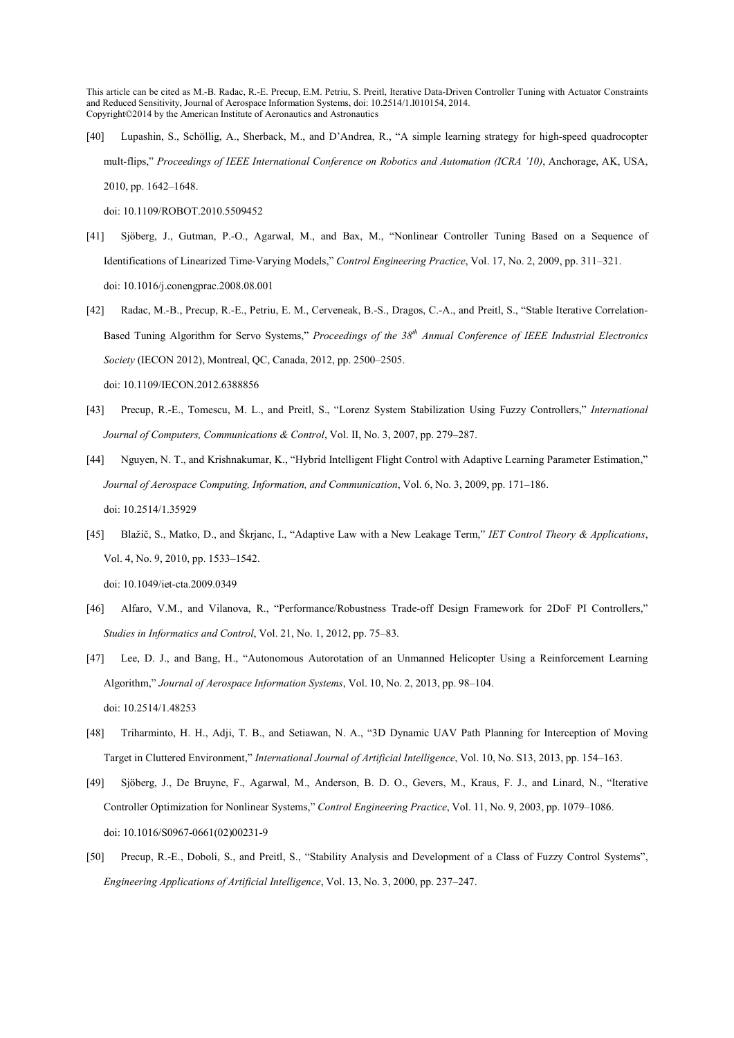[40] Lupashin, S., Schöllig, A., Sherback, M., and D'Andrea, R., "A simple learning strategy for high-speed quadrocopter mult-flips," *Proceedings of IEEE International Conference on Robotics and Automation (ICRA '10)*, Anchorage, AK, USA, 2010, pp. 1642–1648.
doi: 10.1109/ROBOT.2010.5509452

[41] Sjöberg, J., Gutman, P.-O., Agarwal, M., and Bax, M., "Nonlinear Controller Tuning Based on a Sequence of Identifications of Linearized Time-Varying Models," *Control Engineering Practice*, Vol. 17, No. 2, 2009, pp. 311–321.
doi: 10.1016/j.conengprac.2008.08.001

[42] Radac, M.-B., Precup, R.-E., Petriu, E. M., Cerveneak, B.-S., Dragos, C.-A., and Preitl, S., "Stable Iterative Correlation-Based Tuning Algorithm for Servo Systems," *Proceedings of the 38th Annual Conference of IEEE Industrial Electronics Society* (IECON 2012), Montreal, QC, Canada, 2012, pp. 2500–2505.
doi: 10.1109/IECON.2012.6388856

[43] Precup, R.-E., Tomescu, M. L., and Preitl, S., "Lorenz System Stabilization Using Fuzzy Controllers," *International Journal of Computers, Communications & Control*, Vol. II, No. 3, 2007, pp. 279–287.

[44] Nguyen, N. T., and Krishnakumar, K., "Hybrid Intelligent Flight Control with Adaptive Learning Parameter Estimation," *Journal of Aerospace Computing, Information, and Communication*, Vol. 6, No. 3, 2009, pp. 171–186.
doi: 10.2514/1.35929

[45] Blažič, S., Matko, D., and Škrjanc, I., "Adaptive Law with a New Leakage Term," *IET Control Theory & Applications*, Vol. 4, No. 9, 2010, pp. 1533–1542.
doi: 10.1049/iet-cta.2009.0349

[46] Alfaro, V.M., and Vilanova, R., "Performance/Robustness Trade-off Design Framework for 2DoF PI Controllers," *Studies in Informatics and Control*, Vol. 21, No. 1, 2012, pp. 75–83.

[47] Lee, D. J., and Bang, H., "Autonomous Autorotation of an Unmanned Helicopter Using a Reinforcement Learning Algorithm," *Journal of Aerospace Information Systems*, Vol. 10, No. 2, 2013, pp. 98–104.
doi: 10.2514/1.48253

[48] Triharminto, H. H., Adji, T. B., and Setiawan, N. A., "3D Dynamic UAV Path Planning for Interception of Moving Target in Cluttered Environment," *International Journal of Artificial Intelligence*, Vol. 10, No. S13, 2013, pp. 154–163.

[49] Sjöberg, J., De Bruyne, F., Agarwal, M., Anderson, B. D. O., Gevers, M., Kraus, F. J., and Linard, N., "Iterative Controller Optimization for Nonlinear Systems," *Control Engineering Practice*, Vol. 11, No. 9, 2003, pp. 1079–1086.
doi: 10.1016/S0967-0661(02)00231-9

[50] Precup, R.-E., Doboli, S., and Preitl, S., "Stability Analysis and Development of a Class of Fuzzy Control Systems", *Engineering Applications of Artificial Intelligence*, Vol. 13, No. 3, 2000, pp. 237–247.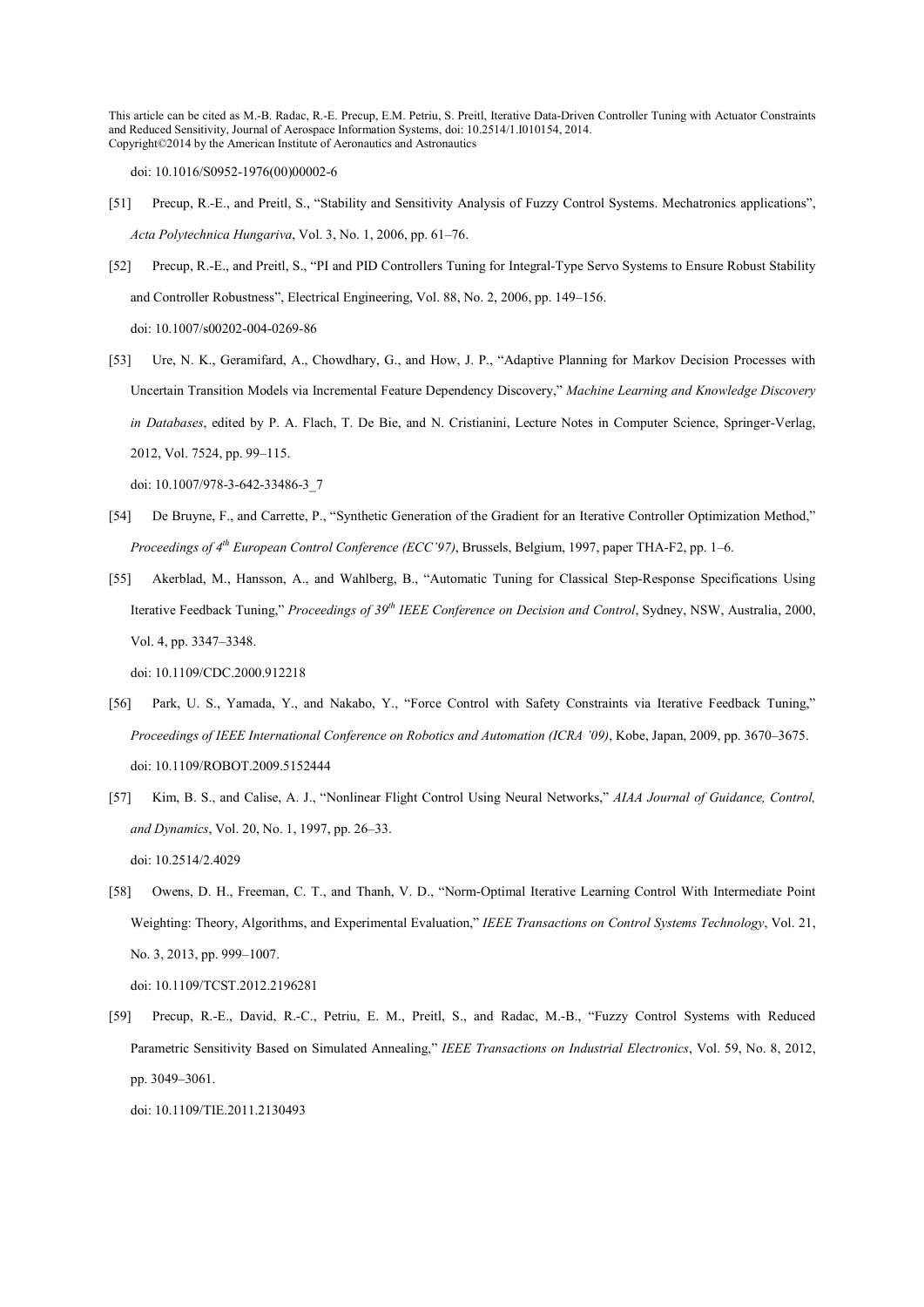doi: 10.1016/S0952-1976(00)00002-6

[51] Precup, R.-E., and Preitl, S., "Stability and Sensitivity Analysis of Fuzzy Control Systems. Mechatronics applications", *Acta Polytechnica Hungariva*, Vol. 3, No. 1, 2006, pp. 61–76.

[52] Precup, R.-E., and Preitl, S., "PI and PID Controllers Tuning for Integral-Type Servo Systems to Ensure Robust Stability and Controller Robustness", Electrical Engineering, Vol. 88, No. 2, 2006, pp. 149–156.

doi: 10.1007/s00202-004-0269-86

[53] Ure, N. K., Geramifard, A., Chowdhary, G., and How, J. P., "Adaptive Planning for Markov Decision Processes with Uncertain Transition Models via Incremental Feature Dependency Discovery," *Machine Learning and Knowledge Discovery in Databases*, edited by P. A. Flach, T. De Bie, and N. Cristianini, Lecture Notes in Computer Science, Springer-Verlag, 2012, Vol. 7524, pp. 99–115.

doi: 10.1007/978-3-642-33486-3_7

[54] De Bruyne, F., and Carrette, P., "Synthetic Generation of the Gradient for an Iterative Controller Optimization Method," *Proceedings of 4th European Control Conference (ECC'97)*, Brussels, Belgium, 1997, paper THA-F2, pp. 1–6.

[55] Akerblad, M., Hansson, A., and Wahlberg, B., "Automatic Tuning for Classical Step-Response Specifications Using Iterative Feedback Tuning," *Proceedings of 39th IEEE Conference on Decision and Control*, Sydney, NSW, Australia, 2000, Vol. 4, pp. 3347–3348.

doi: 10.1109/CDC.2000.912218

[56] Park, U. S., Yamada, Y., and Nakabo, Y., "Force Control with Safety Constraints via Iterative Feedback Tuning," *Proceedings of IEEE International Conference on Robotics and Automation (ICRA '09)*, Kobe, Japan, 2009, pp. 3670–3675.

doi: 10.1109/ROBOT.2009.5152444

[57] Kim, B. S., and Calise, A. J., "Nonlinear Flight Control Using Neural Networks," *AIAA Journal of Guidance, Control, and Dynamics*, Vol. 20, No. 1, 1997, pp. 26–33.

doi: 10.2514/2.4029

[58] Owens, D. H., Freeman, C. T., and Thanh, V. D., "Norm-Optimal Iterative Learning Control With Intermediate Point Weighting: Theory, Algorithms, and Experimental Evaluation," *IEEE Transactions on Control Systems Technology*, Vol. 21, No. 3, 2013, pp. 999–1007.

doi: 10.1109/TCST.2012.2196281

[59] Precup, R.-E., David, R.-C., Petriu, E. M., Preitl, S., and Radac, M.-B., "Fuzzy Control Systems with Reduced Parametric Sensitivity Based on Simulated Annealing," *IEEE Transactions on Industrial Electronics*, Vol. 59, No. 8, 2012, pp. 3049–3061.

doi: 10.1109/TIE.2011.2130493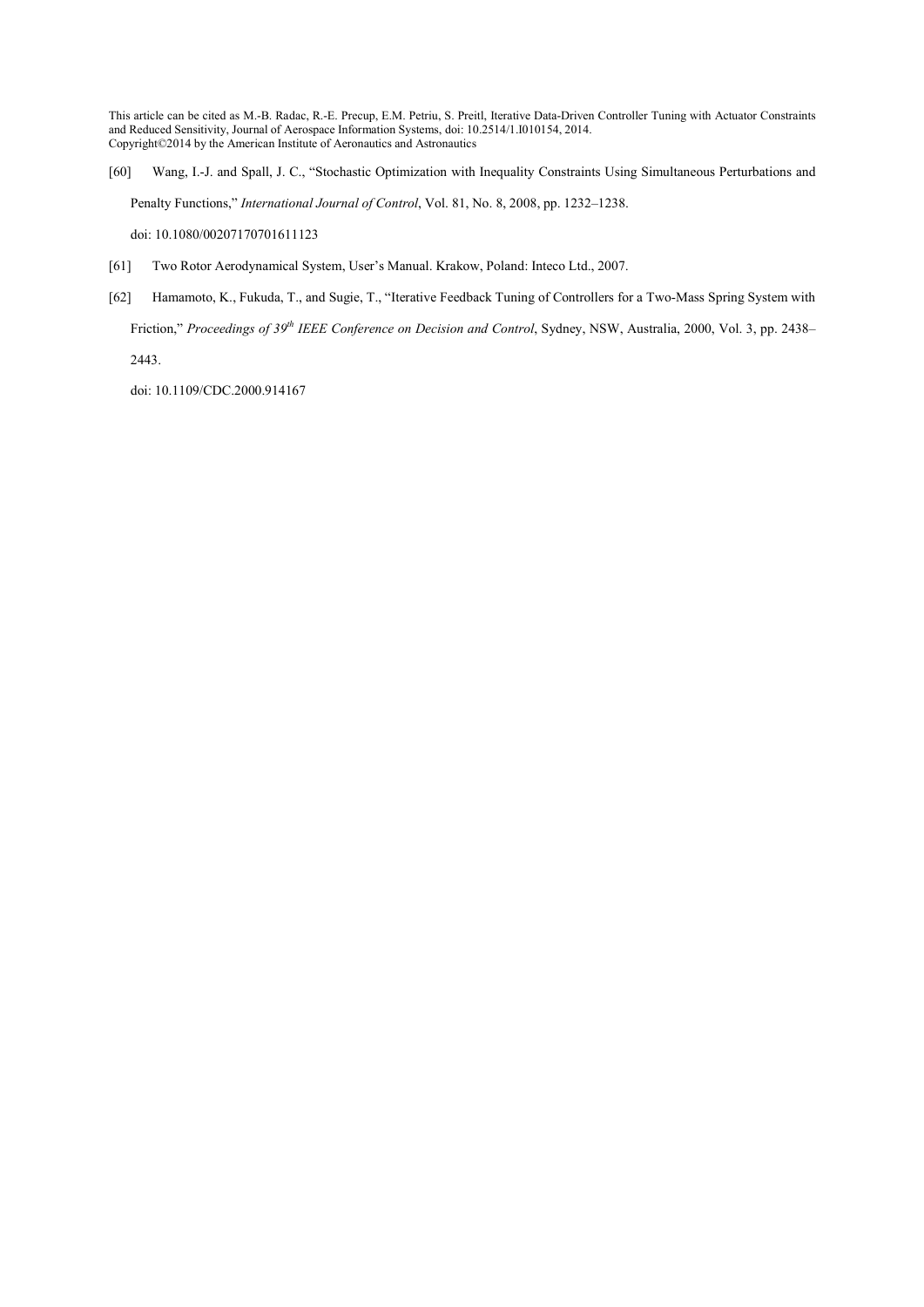[60] Wang, I.-J. and Spall, J. C., "Stochastic Optimization with Inequality Constraints Using Simultaneous Perturbations and Penalty Functions," *International Journal of Control*, Vol. 81, No. 8, 2008, pp. 1232–1238.

doi: 10.1080/00207170701611123

[61] Two Rotor Aerodynamical System, User's Manual. Krakow, Poland: Inteco Ltd., 2007.

[62] Hamamoto, K., Fukuda, T., and Sugie, T., "Iterative Feedback Tuning of Controllers for a Two-Mass Spring System with Friction," *Proceedings of 39th IEEE Conference on Decision and Control*, Sydney, NSW, Australia, 2000, Vol. 3, pp. 2438–2443.

doi: 10.1109/CDC.2000.914167